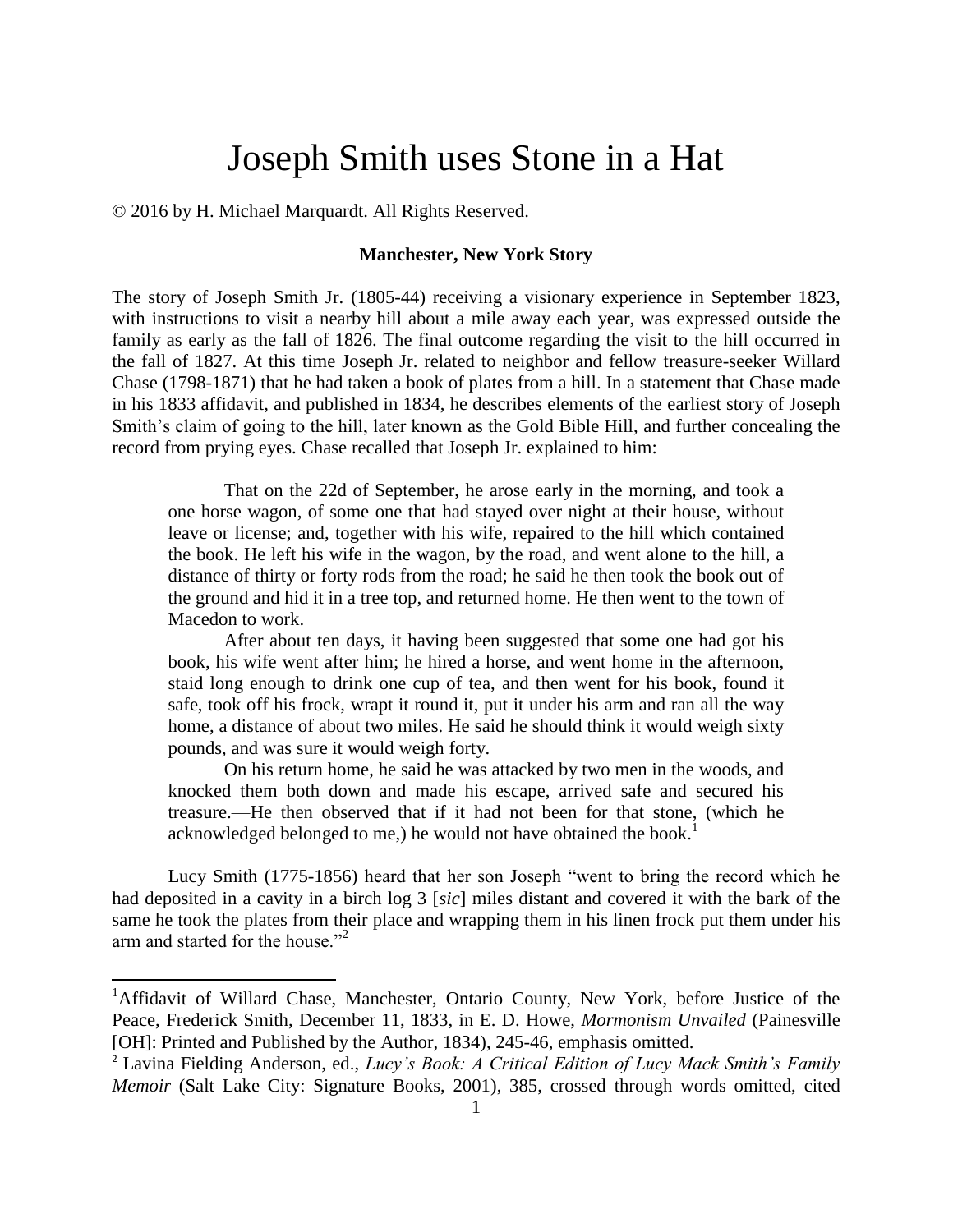# Joseph Smith uses Stone in a Hat

© 2016 by H. Michael Marquardt. All Rights Reserved.

### Manchester, New York Story

The story of Joseph Smith Jr. (1805-44) receiving a visionary experience in September 1823, with instructions to visit a nearby hill about a mile away each year, was expressed outside the family as early as the fall of 1826. The final outcome regarding the visit to the hill occurred in the fall of 1827. At this time Joseph Jr. related to neighbor and fellow treasure-seeker Willard Chase (1798-1871) that he had taken a book of plates from a hill. In a statement that Chase made in his 1833 affidavit, and published in 1834, he describes elements of the earliest story of Joseph Smith's claim of going to the hill, later known as the Gold Bible Hill, and further concealing the record from prying eyes. Chase recalled that Joseph Jr. explained to him:

> That on the 22d of September, he arose early in the morning, and took a one horse wagon, of some one that had stayed over night at their house, without leave or license; and, together with his wife, repaired to the hill which contained the book. He left his wife in the wagon, by the road, and went alone to the hill, a distance of thirty or forty rods from the road; he said he then took the book out of the ground and hid it in a tree top, and returned home. He then went to the town of Macedon to work.
>
> After about ten days, it having been suggested that some one had got his book, his wife went after him; he hired a horse, and went home in the afternoon, staid long enough to drink one cup of tea, and then went for his book, found it safe, took off his frock, wrapt it round it, put it under his arm and ran all the way home, a distance of about two miles. He said he should think it would weigh sixty pounds, and was sure it would weigh forty.
>
> On his return home, he said he was attacked by two men in the woods, and knocked them both down and made his escape, arrived safe and secured his treasure.—He then observed that if it had not been for that stone, (which he acknowledged belonged to me,) he would not have obtained the book.[1]

Lucy Smith (1775-1856) heard that her son Joseph "went to bring the record which he had deposited in a cavity in a birch log 3 [*sic*] miles distant and covered it with the bark of the same he took the plates from their place and wrapping them in his linen frock put them under his arm and started for the house."[2]

---

[1]Affidavit of Willard Chase, Manchester, Ontario County, New York, before Justice of the Peace, Frederick Smith, December 11, 1833, in E. D. Howe, *Mormonism Unvailed* (Painesville [OH]: Printed and Published by the Author, 1834), 245-46, emphasis omitted.

[2] Lavina Fielding Anderson, ed., *Lucy's Book: A Critical Edition of Lucy Mack Smith's Family Memoir* (Salt Lake City: Signature Books, 2001), 385, crossed through words omitted, cited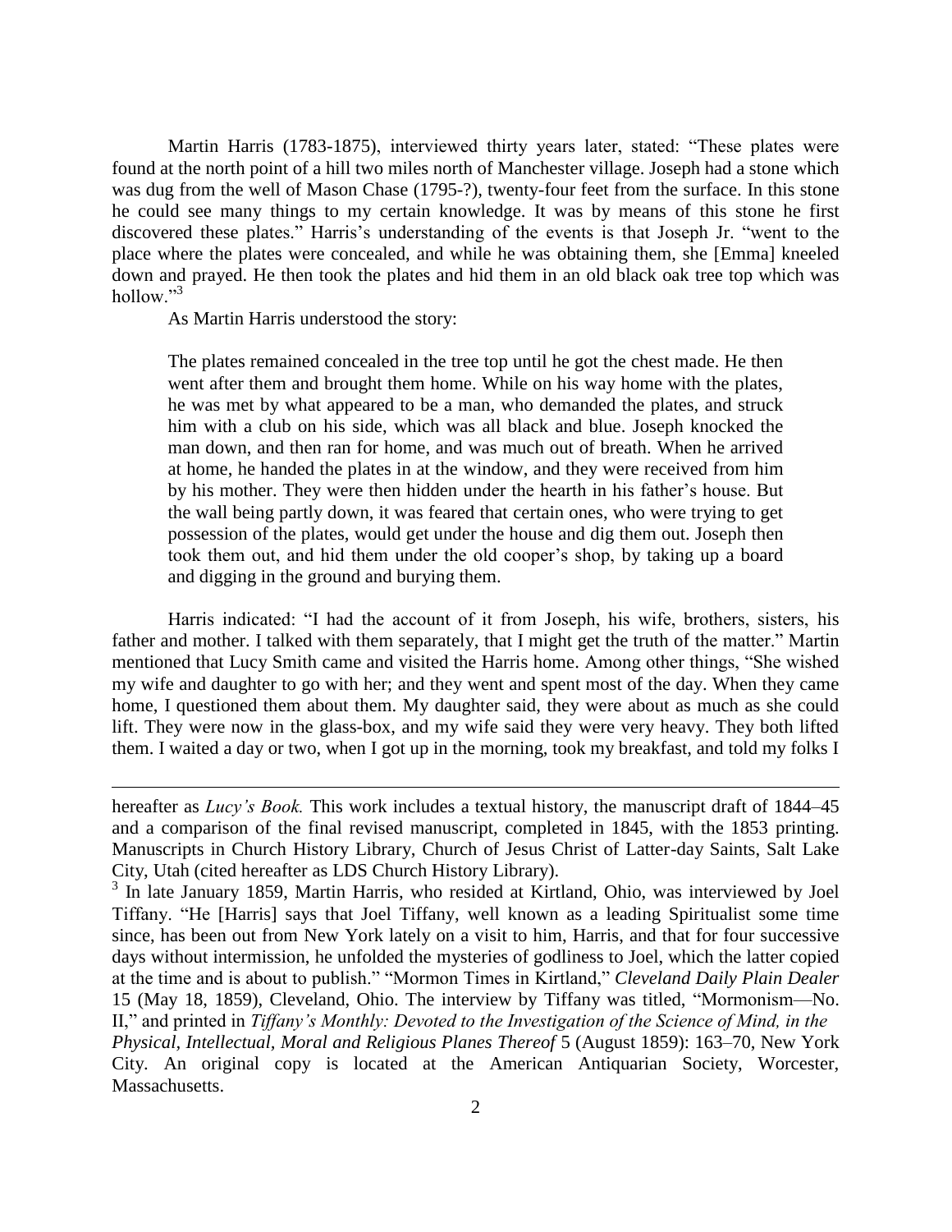Martin Harris (1783-1875), interviewed thirty years later, stated: "These plates were found at the north point of a hill two miles north of Manchester village. Joseph had a stone which was dug from the well of Mason Chase (1795-?), twenty-four feet from the surface. In this stone he could see many things to my certain knowledge. It was by means of this stone he first discovered these plates." Harris's understanding of the events is that Joseph Jr. "went to the place where the plates were concealed, and while he was obtaining them, she [Emma] kneeled down and prayed. He then took the plates and hid them in an old black oak tree top which was hollow."[3]

As Martin Harris understood the story:

> The plates remained concealed in the tree top until he got the chest made. He then went after them and brought them home. While on his way home with the plates, he was met by what appeared to be a man, who demanded the plates, and struck him with a club on his side, which was all black and blue. Joseph knocked the man down, and then ran for home, and was much out of breath. When he arrived at home, he handed the plates in at the window, and they were received from him by his mother. They were then hidden under the hearth in his father's house. But the wall being partly down, it was feared that certain ones, who were trying to get possession of the plates, would get under the house and dig them out. Joseph then took them out, and hid them under the old cooper's shop, by taking up a board and digging in the ground and burying them.

Harris indicated: "I had the account of it from Joseph, his wife, brothers, sisters, his father and mother. I talked with them separately, that I might get the truth of the matter." Martin mentioned that Lucy Smith came and visited the Harris home. Among other things, "She wished my wife and daughter to go with her; and they went and spent most of the day. When they came home, I questioned them about them. My daughter said, they were about as much as she could lift. They were now in the glass-box, and my wife said they were very heavy. They both lifted them. I waited a day or two, when I got up in the morning, took my breakfast, and told my folks I

---

hereafter as *Lucy's Book.* This work includes a textual history, the manuscript draft of 1844–45 and a comparison of the final revised manuscript, completed in 1845, with the 1853 printing. Manuscripts in Church History Library, Church of Jesus Christ of Latter-day Saints, Salt Lake City, Utah (cited hereafter as LDS Church History Library).

[3] In late January 1859, Martin Harris, who resided at Kirtland, Ohio, was interviewed by Joel Tiffany. "He [Harris] says that Joel Tiffany, well known as a leading Spiritualist some time since, has been out from New York lately on a visit to him, Harris, and that for four successive days without intermission, he unfolded the mysteries of godliness to Joel, which the latter copied at the time and is about to publish." "Mormon Times in Kirtland," *Cleveland Daily Plain Dealer* 15 (May 18, 1859), Cleveland, Ohio. The interview by Tiffany was titled, "Mormonism—No. II," and printed in *Tiffany's Monthly: Devoted to the Investigation of the Science of Mind, in the Physical, Intellectual, Moral and Religious Planes Thereof* 5 (August 1859): 163–70, New York City. An original copy is located at the American Antiquarian Society, Worcester, Massachusetts.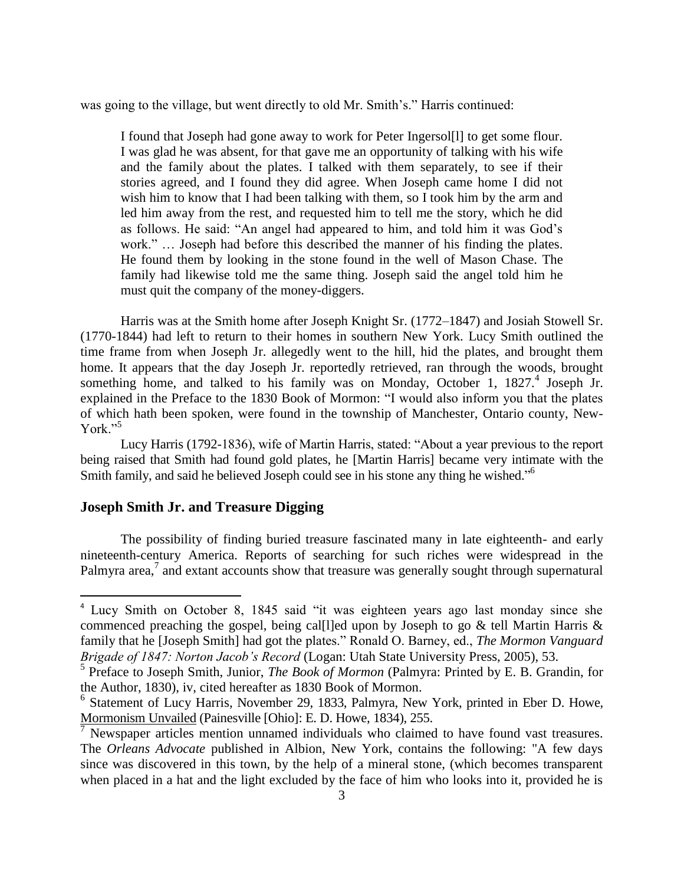was going to the village, but went directly to old Mr. Smith's." Harris continued:

> I found that Joseph had gone away to work for Peter Ingersol[l] to get some flour. I was glad he was absent, for that gave me an opportunity of talking with his wife and the family about the plates. I talked with them separately, to see if their stories agreed, and I found they did agree. When Joseph came home I did not wish him to know that I had been talking with them, so I took him by the arm and led him away from the rest, and requested him to tell me the story, which he did as follows. He said: "An angel had appeared to him, and told him it was God's work." … Joseph had before this described the manner of his finding the plates. He found them by looking in the stone found in the well of Mason Chase. The family had likewise told me the same thing. Joseph said the angel told him he must quit the company of the money-diggers.

Harris was at the Smith home after Joseph Knight Sr. (1772–1847) and Josiah Stowell Sr. (1770-1844) had left to return to their homes in southern New York. Lucy Smith outlined the time frame from when Joseph Jr. allegedly went to the hill, hid the plates, and brought them home. It appears that the day Joseph Jr. reportedly retrieved, ran through the woods, brought something home, and talked to his family was on Monday, October 1, 1827.[4] Joseph Jr. explained in the Preface to the 1830 Book of Mormon: "I would also inform you that the plates of which hath been spoken, were found in the township of Manchester, Ontario county, New-York."[5]

Lucy Harris (1792-1836), wife of Martin Harris, stated: "About a year previous to the report being raised that Smith had found gold plates, he [Martin Harris] became very intimate with the Smith family, and said he believed Joseph could see in his stone any thing he wished."[6]

## Joseph Smith Jr. and Treasure Digging

The possibility of finding buried treasure fascinated many in late eighteenth- and early nineteenth-century America. Reports of searching for such riches were widespread in the Palmyra area,[7] and extant accounts show that treasure was generally sought through supernatural

---

[4] Lucy Smith on October 8, 1845 said "it was eighteen years ago last monday since she commenced preaching the gospel, being cal[l]ed upon by Joseph to go & tell Martin Harris & family that he [Joseph Smith] had got the plates." Ronald O. Barney, ed., *The Mormon Vanguard Brigade of 1847: Norton Jacob's Record* (Logan: Utah State University Press, 2005), 53.

[5] Preface to Joseph Smith, Junior, *The Book of Mormon* (Palmyra: Printed by E. B. Grandin, for the Author, 1830), iv, cited hereafter as 1830 Book of Mormon.

[6] Statement of Lucy Harris, November 29, 1833, Palmyra, New York, printed in Eber D. Howe, Mormonism Unvailed (Painesville [Ohio]: E. D. Howe, 1834), 255.

[7] Newspaper articles mention unnamed individuals who claimed to have found vast treasures. The *Orleans Advocate* published in Albion, New York, contains the following: "A few days since was discovered in this town, by the help of a mineral stone, (which becomes transparent when placed in a hat and the light excluded by the face of him who looks into it, provided he is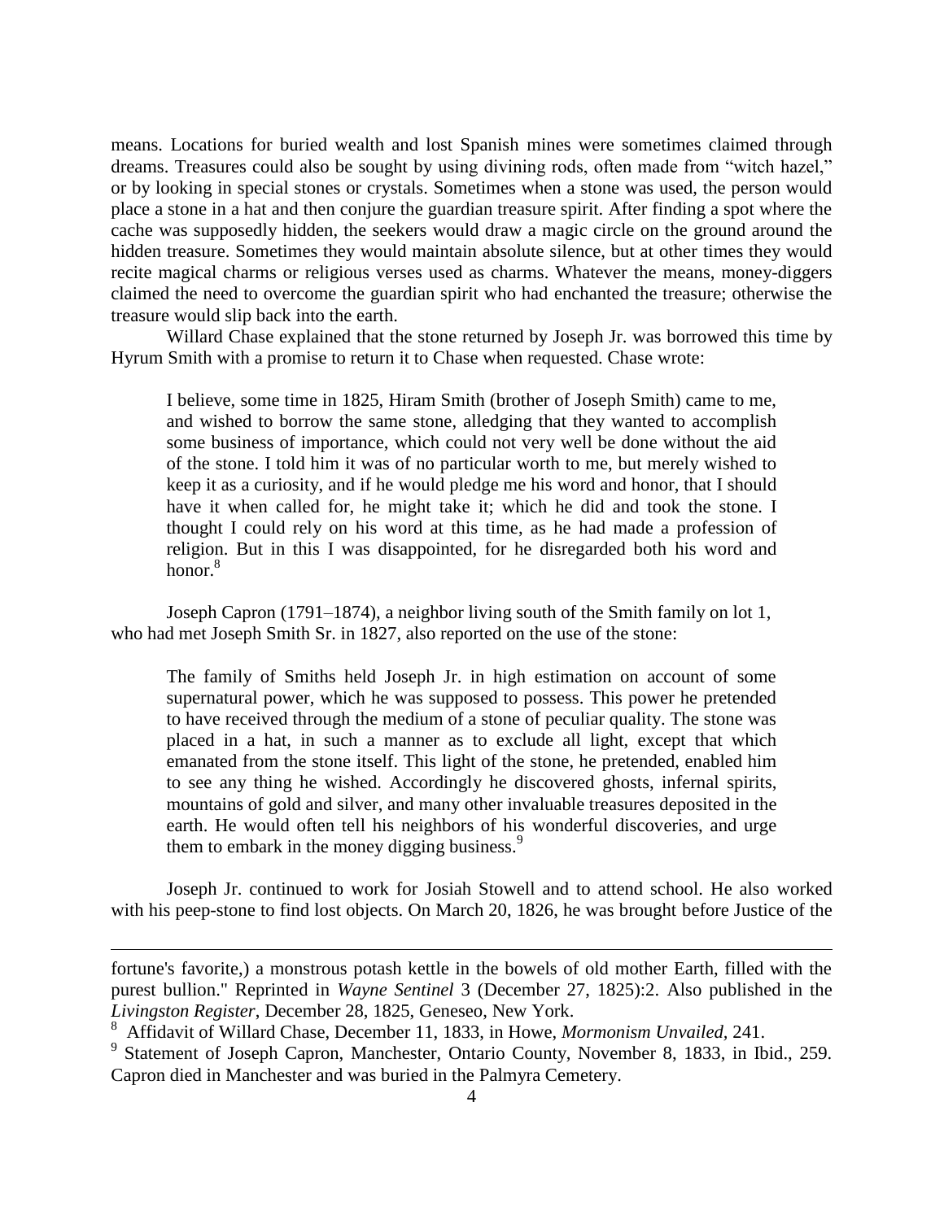means. Locations for buried wealth and lost Spanish mines were sometimes claimed through dreams. Treasures could also be sought by using divining rods, often made from "witch hazel," or by looking in special stones or crystals. Sometimes when a stone was used, the person would place a stone in a hat and then conjure the guardian treasure spirit. After finding a spot where the cache was supposedly hidden, the seekers would draw a magic circle on the ground around the hidden treasure. Sometimes they would maintain absolute silence, but at other times they would recite magical charms or religious verses used as charms. Whatever the means, money-diggers claimed the need to overcome the guardian spirit who had enchanted the treasure; otherwise the treasure would slip back into the earth.

Willard Chase explained that the stone returned by Joseph Jr. was borrowed this time by Hyrum Smith with a promise to return it to Chase when requested. Chase wrote:

> I believe, some time in 1825, Hiram Smith (brother of Joseph Smith) came to me, and wished to borrow the same stone, alledging that they wanted to accomplish some business of importance, which could not very well be done without the aid of the stone. I told him it was of no particular worth to me, but merely wished to keep it as a curiosity, and if he would pledge me his word and honor, that I should have it when called for, he might take it; which he did and took the stone. I thought I could rely on his word at this time, as he had made a profession of religion. But in this I was disappointed, for he disregarded both his word and honor.[8]

Joseph Capron (1791–1874), a neighbor living south of the Smith family on lot 1, who had met Joseph Smith Sr. in 1827, also reported on the use of the stone:

> The family of Smiths held Joseph Jr. in high estimation on account of some supernatural power, which he was supposed to possess. This power he pretended to have received through the medium of a stone of peculiar quality. The stone was placed in a hat, in such a manner as to exclude all light, except that which emanated from the stone itself. This light of the stone, he pretended, enabled him to see any thing he wished. Accordingly he discovered ghosts, infernal spirits, mountains of gold and silver, and many other invaluable treasures deposited in the earth. He would often tell his neighbors of his wonderful discoveries, and urge them to embark in the money digging business.[9]

Joseph Jr. continued to work for Josiah Stowell and to attend school. He also worked with his peep-stone to find lost objects. On March 20, 1826, he was brought before Justice of the

---

fortune's favorite,) a monstrous potash kettle in the bowels of old mother Earth, filled with the purest bullion." Reprinted in *Wayne Sentinel* 3 (December 27, 1825):2. Also published in the *Livingston Register*, December 28, 1825, Geneseo, New York.

[8] Affidavit of Willard Chase, December 11, 1833, in Howe, *Mormonism Unvailed*, 241.

[9] Statement of Joseph Capron, Manchester, Ontario County, November 8, 1833, in Ibid., 259. Capron died in Manchester and was buried in the Palmyra Cemetery.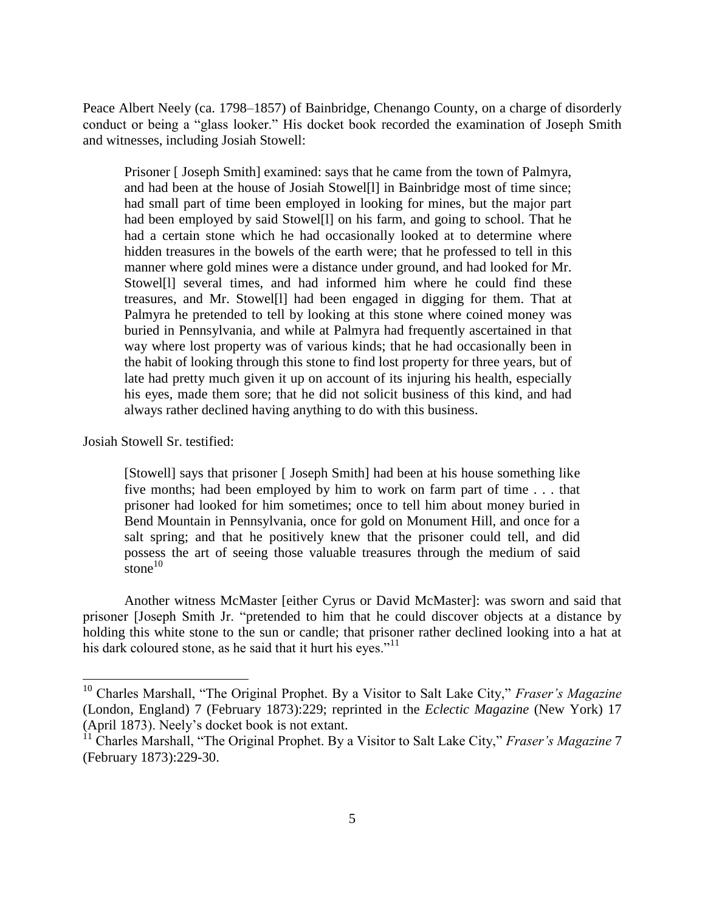Peace Albert Neely (ca. 1798–1857) of Bainbridge, Chenango County, on a charge of disorderly conduct or being a "glass looker." His docket book recorded the examination of Joseph Smith and witnesses, including Josiah Stowell:

> Prisoner [ Joseph Smith] examined: says that he came from the town of Palmyra, and had been at the house of Josiah Stowel[l] in Bainbridge most of time since; had small part of time been employed in looking for mines, but the major part had been employed by said Stowel[l] on his farm, and going to school. That he had a certain stone which he had occasionally looked at to determine where hidden treasures in the bowels of the earth were; that he professed to tell in this manner where gold mines were a distance under ground, and had looked for Mr. Stowel[l] several times, and had informed him where he could find these treasures, and Mr. Stowel[l] had been engaged in digging for them. That at Palmyra he pretended to tell by looking at this stone where coined money was buried in Pennsylvania, and while at Palmyra had frequently ascertained in that way where lost property was of various kinds; that he had occasionally been in the habit of looking through this stone to find lost property for three years, but of late had pretty much given it up on account of its injuring his health, especially his eyes, made them sore; that he did not solicit business of this kind, and had always rather declined having anything to do with this business.

Josiah Stowell Sr. testified:

> [Stowell] says that prisoner [ Joseph Smith] had been at his house something like five months; had been employed by him to work on farm part of time . . . that prisoner had looked for him sometimes; once to tell him about money buried in Bend Mountain in Pennsylvania, once for gold on Monument Hill, and once for a salt spring; and that he positively knew that the prisoner could tell, and did possess the art of seeing those valuable treasures through the medium of said stone[10]

Another witness McMaster [either Cyrus or David McMaster]: was sworn and said that prisoner [Joseph Smith Jr. "pretended to him that he could discover objects at a distance by holding this white stone to the sun or candle; that prisoner rather declined looking into a hat at his dark coloured stone, as he said that it hurt his eyes."[11]

---

[10] Charles Marshall, "The Original Prophet. By a Visitor to Salt Lake City," *Fraser's Magazine* (London, England) 7 (February 1873):229; reprinted in the *Eclectic Magazine* (New York) 17 (April 1873). Neely's docket book is not extant.

[11] Charles Marshall, "The Original Prophet. By a Visitor to Salt Lake City," *Fraser's Magazine* 7 (February 1873):229-30.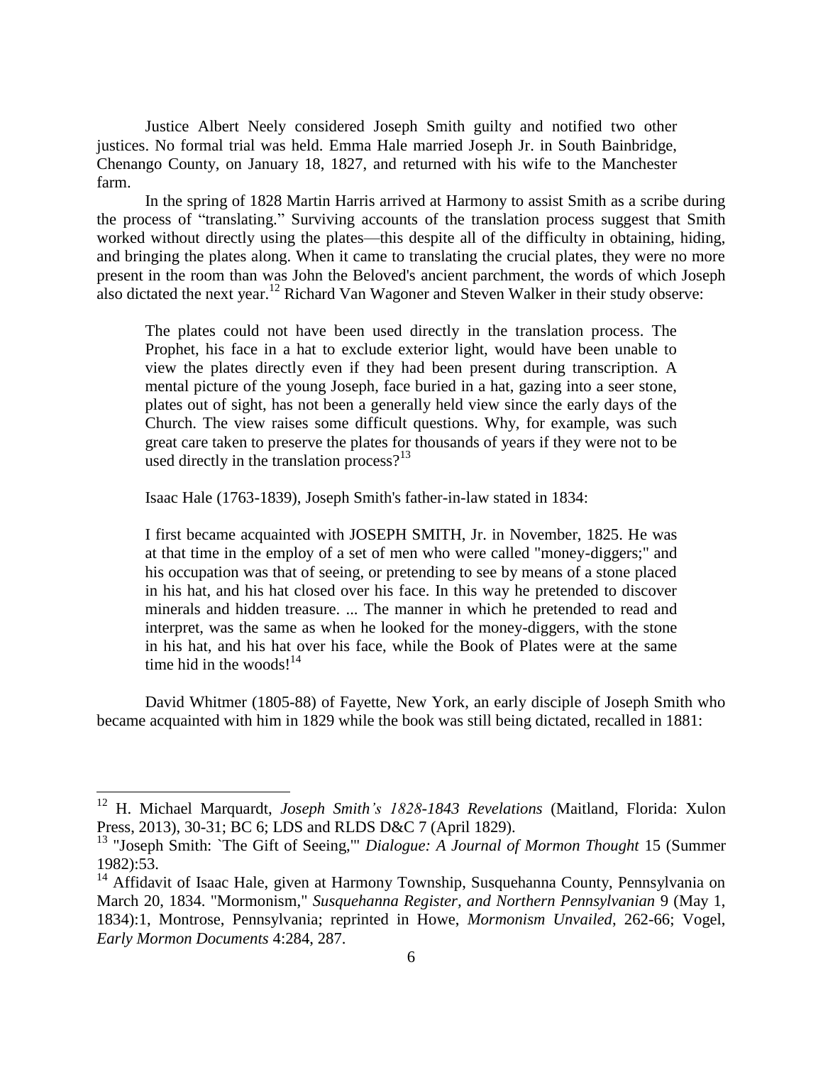Justice Albert Neely considered Joseph Smith guilty and notified two other justices. No formal trial was held. Emma Hale married Joseph Jr. in South Bainbridge, Chenango County, on January 18, 1827, and returned with his wife to the Manchester farm.

In the spring of 1828 Martin Harris arrived at Harmony to assist Smith as a scribe during the process of "translating." Surviving accounts of the translation process suggest that Smith worked without directly using the plates—this despite all of the difficulty in obtaining, hiding, and bringing the plates along. When it came to translating the crucial plates, they were no more present in the room than was John the Beloved's ancient parchment, the words of which Joseph also dictated the next year.[12] Richard Van Wagoner and Steven Walker in their study observe:

> The plates could not have been used directly in the translation process. The Prophet, his face in a hat to exclude exterior light, would have been unable to view the plates directly even if they had been present during transcription. A mental picture of the young Joseph, face buried in a hat, gazing into a seer stone, plates out of sight, has not been a generally held view since the early days of the Church. The view raises some difficult questions. Why, for example, was such great care taken to preserve the plates for thousands of years if they were not to be used directly in the translation process?[13]

Isaac Hale (1763-1839), Joseph Smith's father-in-law stated in 1834:

> I first became acquainted with JOSEPH SMITH, Jr. in November, 1825. He was at that time in the employ of a set of men who were called "money-diggers;" and his occupation was that of seeing, or pretending to see by means of a stone placed in his hat, and his hat closed over his face. In this way he pretended to discover minerals and hidden treasure. ... The manner in which he pretended to read and interpret, was the same as when he looked for the money-diggers, with the stone in his hat, and his hat over his face, while the Book of Plates were at the same time hid in the woods![14]

David Whitmer (1805-88) of Fayette, New York, an early disciple of Joseph Smith who became acquainted with him in 1829 while the book was still being dictated, recalled in 1881:

---

[12] H. Michael Marquardt, *Joseph Smith's 1828-1843 Revelations* (Maitland, Florida: Xulon Press, 2013), 30-31; BC 6; LDS and RLDS D&C 7 (April 1829).

[13] "Joseph Smith: `The Gift of Seeing,'" *Dialogue: A Journal of Mormon Thought* 15 (Summer 1982):53.

[14] Affidavit of Isaac Hale, given at Harmony Township, Susquehanna County, Pennsylvania on March 20, 1834. "Mormonism," *Susquehanna Register, and Northern Pennsylvanian* 9 (May 1, 1834):1, Montrose, Pennsylvania; reprinted in Howe, *Mormonism Unvailed*, 262-66; Vogel, *Early Mormon Documents* 4:284, 287.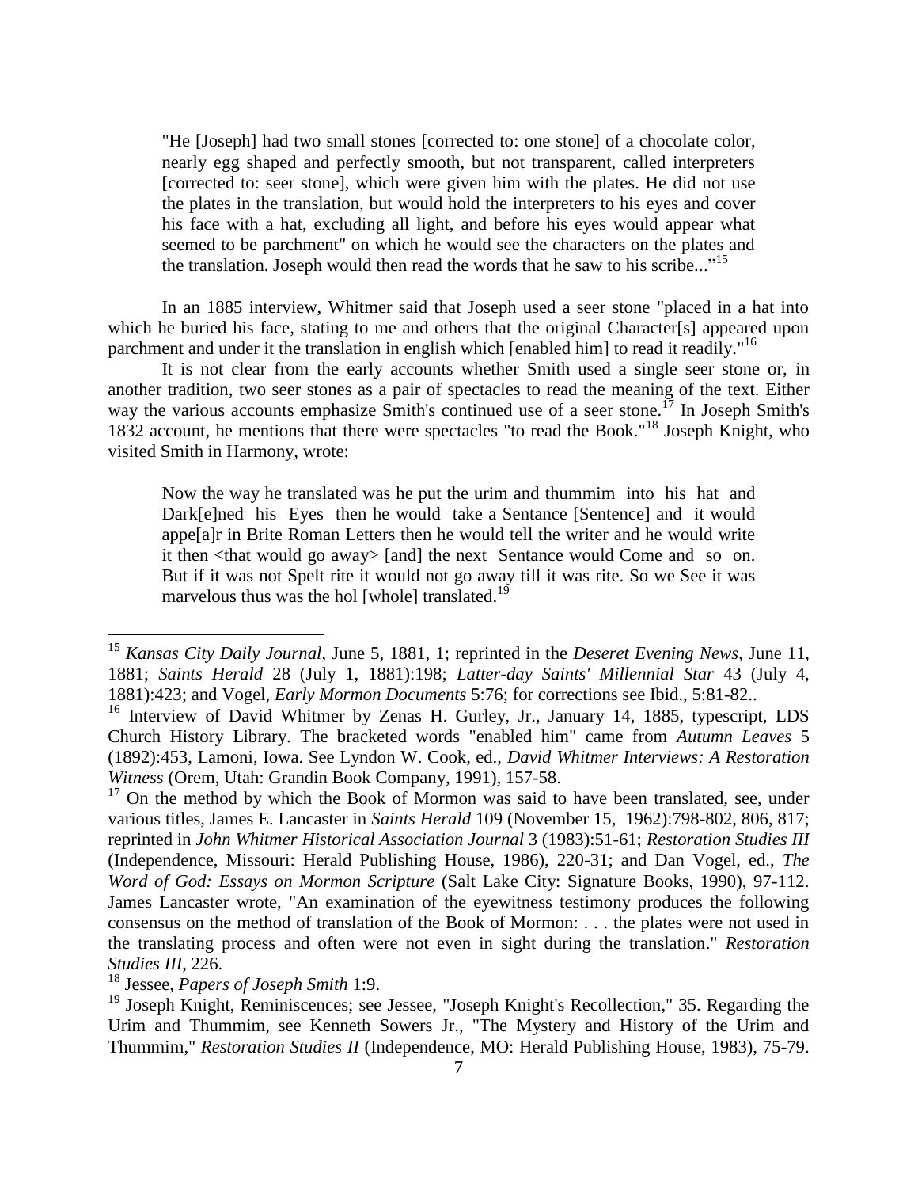> "He [Joseph] had two small stones [corrected to: one stone] of a chocolate color, nearly egg shaped and perfectly smooth, but not transparent, called interpreters [corrected to: seer stone], which were given him with the plates. He did not use the plates in the translation, but would hold the interpreters to his eyes and cover his face with a hat, excluding all light, and before his eyes would appear what seemed to be parchment" on which he would see the characters on the plates and the translation. Joseph would then read the words that he saw to his scribe..."[15]

In an 1885 interview, Whitmer said that Joseph used a seer stone "placed in a hat into which he buried his face, stating to me and others that the original Character[s] appeared upon parchment and under it the translation in english which [enabled him] to read it readily."[16]

It is not clear from the early accounts whether Smith used a single seer stone or, in another tradition, two seer stones as a pair of spectacles to read the meaning of the text. Either way the various accounts emphasize Smith's continued use of a seer stone.[17] In Joseph Smith's 1832 account, he mentions that there were spectacles "to read the Book."[18] Joseph Knight, who visited Smith in Harmony, wrote:

> Now the way he translated was he put the urim and thummim into his hat and Dark[e]ned his Eyes then he would take a Sentance [Sentence] and it would appe[a]r in Brite Roman Letters then he would tell the writer and he would write it then <that would go away> [and] the next Sentance would Come and so on. But if it was not Spelt rite it would not go away till it was rite. So we See it was marvelous thus was the hol [whole] translated.[19]

---

[15] *Kansas City Daily Journal*, June 5, 1881, 1; reprinted in the *Deseret Evening News*, June 11, 1881; *Saints Herald* 28 (July 1, 1881):198; *Latter-day Saints' Millennial Star* 43 (July 4, 1881):423; and Vogel, *Early Mormon Documents* 5:76; for corrections see Ibid., 5:81-82..

[16] Interview of David Whitmer by Zenas H. Gurley, Jr., January 14, 1885, typescript, LDS Church History Library. The bracketed words "enabled him" came from *Autumn Leaves* 5 (1892):453, Lamoni, Iowa. See Lyndon W. Cook, ed., *David Whitmer Interviews: A Restoration Witness* (Orem, Utah: Grandin Book Company, 1991), 157-58.

[17] On the method by which the Book of Mormon was said to have been translated, see, under various titles, James E. Lancaster in *Saints Herald* 109 (November 15, 1962):798-802, 806, 817; reprinted in *John Whitmer Historical Association Journal* 3 (1983):51-61; *Restoration Studies III* (Independence, Missouri: Herald Publishing House, 1986), 220-31; and Dan Vogel, ed., *The Word of God: Essays on Mormon Scripture* (Salt Lake City: Signature Books, 1990), 97-112. James Lancaster wrote, "An examination of the eyewitness testimony produces the following consensus on the method of translation of the Book of Mormon: . . . the plates were not used in the translating process and often were not even in sight during the translation." *Restoration Studies III*, 226.

[18] Jessee, *Papers of Joseph Smith* 1:9.

[19] Joseph Knight, Reminiscences; see Jessee, "Joseph Knight's Recollection," 35. Regarding the Urim and Thummim, see Kenneth Sowers Jr., "The Mystery and History of the Urim and Thummim," *Restoration Studies II* (Independence, MO: Herald Publishing House, 1983), 75-79.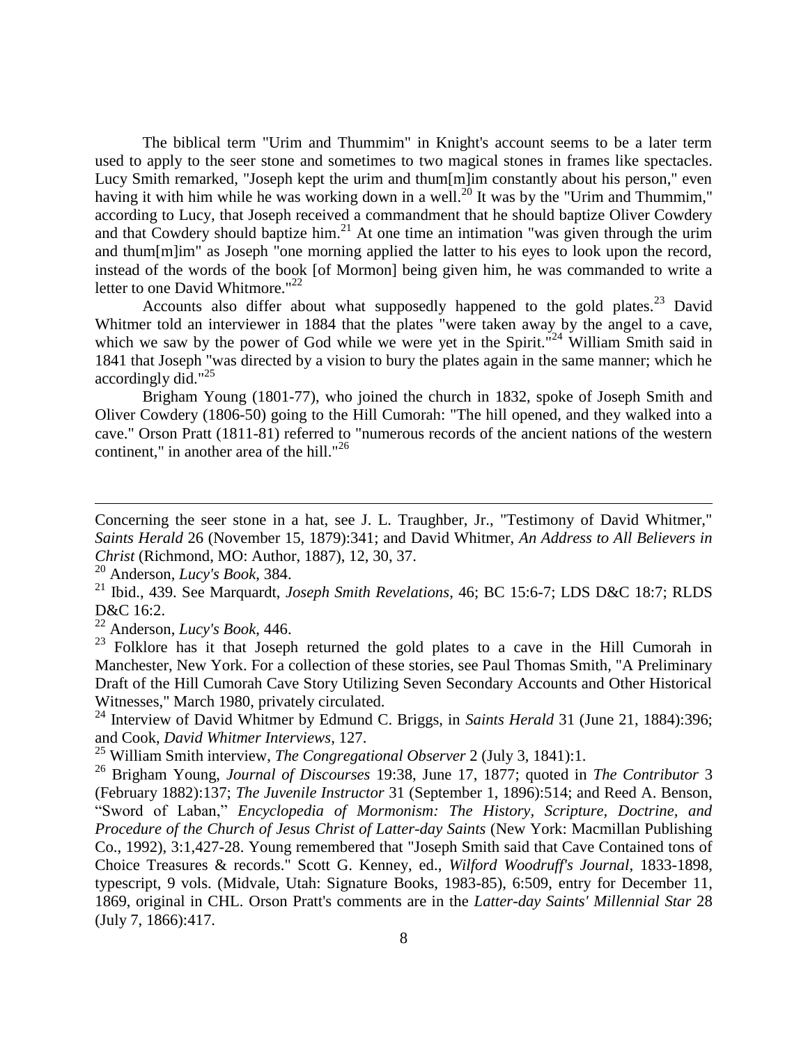The biblical term "Urim and Thummim" in Knight's account seems to be a later term used to apply to the seer stone and sometimes to two magical stones in frames like spectacles. Lucy Smith remarked, "Joseph kept the urim and thum[m]im constantly about his person," even having it with him while he was working down in a well.[20] It was by the "Urim and Thummim," according to Lucy, that Joseph received a commandment that he should baptize Oliver Cowdery and that Cowdery should baptize him.[21] At one time an intimation "was given through the urim and thum[m]im" as Joseph "one morning applied the latter to his eyes to look upon the record, instead of the words of the book [of Mormon] being given him, he was commanded to write a letter to one David Whitmore."[22]

Accounts also differ about what supposedly happened to the gold plates.[23] David Whitmer told an interviewer in 1884 that the plates "were taken away by the angel to a cave, which we saw by the power of God while we were yet in the Spirit."[24] William Smith said in 1841 that Joseph "was directed by a vision to bury the plates again in the same manner; which he accordingly did."[25]

Brigham Young (1801-77), who joined the church in 1832, spoke of Joseph Smith and Oliver Cowdery (1806-50) going to the Hill Cumorah: "The hill opened, and they walked into a cave." Orson Pratt (1811-81) referred to "numerous records of the ancient nations of the western continent," in another area of the hill."[26]

---

Concerning the seer stone in a hat, see J. L. Traughber, Jr., "Testimony of David Whitmer," *Saints Herald* 26 (November 15, 1879):341; and David Whitmer, *An Address to All Believers in Christ* (Richmond, MO: Author, 1887), 12, 30, 37.

[20] Anderson, *Lucy's Book*, 384.

[21] Ibid., 439. See Marquardt, *Joseph Smith Revelations*, 46; BC 15:6-7; LDS D&C 18:7; RLDS D&C 16:2.

[22] Anderson, *Lucy's Book*, 446.

[23] Folklore has it that Joseph returned the gold plates to a cave in the Hill Cumorah in Manchester, New York. For a collection of these stories, see Paul Thomas Smith, "A Preliminary Draft of the Hill Cumorah Cave Story Utilizing Seven Secondary Accounts and Other Historical Witnesses," March 1980, privately circulated.

[24] Interview of David Whitmer by Edmund C. Briggs, in *Saints Herald* 31 (June 21, 1884):396; and Cook, *David Whitmer Interviews*, 127.

[25] William Smith interview, *The Congregational Observer* 2 (July 3, 1841):1.

[26] Brigham Young, *Journal of Discourses* 19:38, June 17, 1877; quoted in *The Contributor* 3 (February 1882):137; *The Juvenile Instructor* 31 (September 1, 1896):514; and Reed A. Benson, "Sword of Laban," *Encyclopedia of Mormonism: The History, Scripture, Doctrine, and Procedure of the Church of Jesus Christ of Latter-day Saints* (New York: Macmillan Publishing Co., 1992), 3:1,427-28. Young remembered that "Joseph Smith said that Cave Contained tons of Choice Treasures & records." Scott G. Kenney, ed., *Wilford Woodruff's Journal*, 1833-1898, typescript, 9 vols. (Midvale, Utah: Signature Books, 1983-85), 6:509, entry for December 11, 1869, original in CHL. Orson Pratt's comments are in the *Latter-day Saints' Millennial Star* 28 (July 7, 1866):417.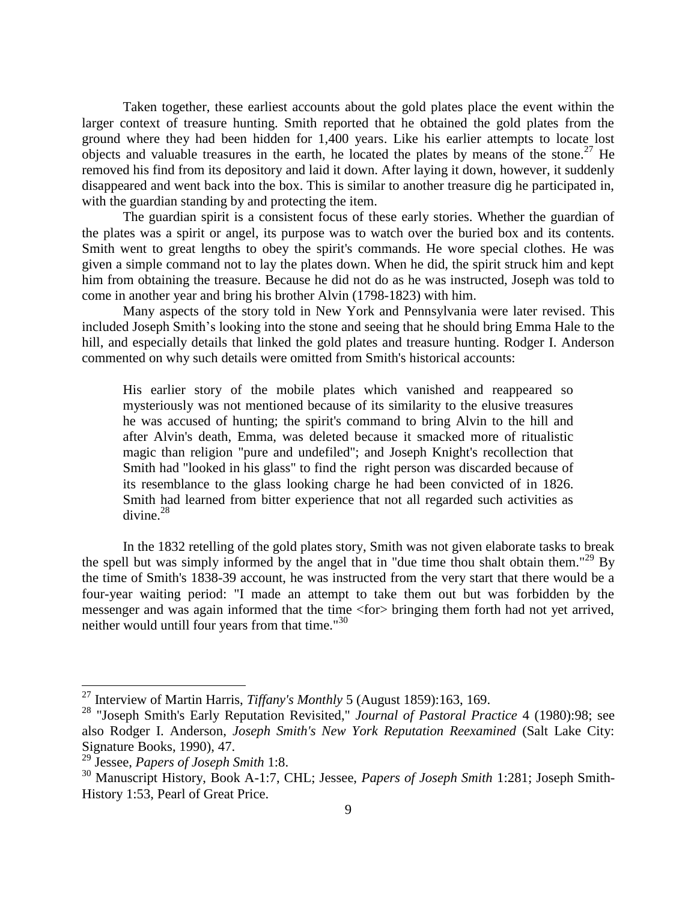Taken together, these earliest accounts about the gold plates place the event within the larger context of treasure hunting. Smith reported that he obtained the gold plates from the ground where they had been hidden for 1,400 years. Like his earlier attempts to locate lost objects and valuable treasures in the earth, he located the plates by means of the stone.[27] He removed his find from its depository and laid it down. After laying it down, however, it suddenly disappeared and went back into the box. This is similar to another treasure dig he participated in, with the guardian standing by and protecting the item.

The guardian spirit is a consistent focus of these early stories. Whether the guardian of the plates was a spirit or angel, its purpose was to watch over the buried box and its contents. Smith went to great lengths to obey the spirit's commands. He wore special clothes. He was given a simple command not to lay the plates down. When he did, the spirit struck him and kept him from obtaining the treasure. Because he did not do as he was instructed, Joseph was told to come in another year and bring his brother Alvin (1798-1823) with him.

Many aspects of the story told in New York and Pennsylvania were later revised. This included Joseph Smith's looking into the stone and seeing that he should bring Emma Hale to the hill, and especially details that linked the gold plates and treasure hunting. Rodger I. Anderson commented on why such details were omitted from Smith's historical accounts:

> His earlier story of the mobile plates which vanished and reappeared so mysteriously was not mentioned because of its similarity to the elusive treasures he was accused of hunting; the spirit's command to bring Alvin to the hill and after Alvin's death, Emma, was deleted because it smacked more of ritualistic magic than religion "pure and undefiled"; and Joseph Knight's recollection that Smith had "looked in his glass" to find the right person was discarded because of its resemblance to the glass looking charge he had been convicted of in 1826. Smith had learned from bitter experience that not all regarded such activities as divine.[28]

In the 1832 retelling of the gold plates story, Smith was not given elaborate tasks to break the spell but was simply informed by the angel that in "due time thou shalt obtain them."[29] By the time of Smith's 1838-39 account, he was instructed from the very start that there would be a four-year waiting period: "I made an attempt to take them out but was forbidden by the messenger and was again informed that the time <for> bringing them forth had not yet arrived, neither would untill four years from that time."[30]

---

[27] Interview of Martin Harris, *Tiffany's Monthly* 5 (August 1859):163, 169.

[28] "Joseph Smith's Early Reputation Revisited," *Journal of Pastoral Practice* 4 (1980):98; see also Rodger I. Anderson, *Joseph Smith's New York Reputation Reexamined* (Salt Lake City: Signature Books, 1990), 47.

[29] Jessee, *Papers of Joseph Smith* 1:8.

[30] Manuscript History, Book A-1:7, CHL; Jessee, *Papers of Joseph Smith* 1:281; Joseph Smith-History 1:53, Pearl of Great Price.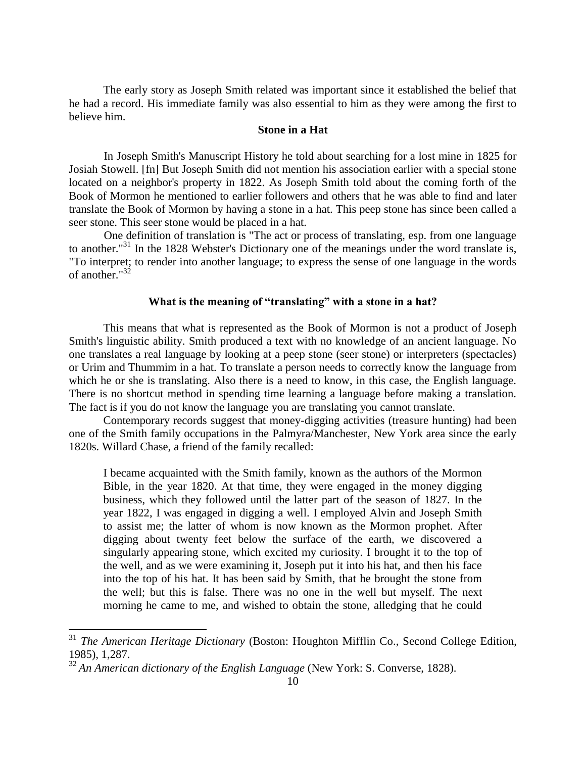The early story as Joseph Smith related was important since it established the belief that he had a record. His immediate family was also essential to him as they were among the first to believe him.

### Stone in a Hat

In Joseph Smith's Manuscript History he told about searching for a lost mine in 1825 for Josiah Stowell. [fn] But Joseph Smith did not mention his association earlier with a special stone located on a neighbor's property in 1822. As Joseph Smith told about the coming forth of the Book of Mormon he mentioned to earlier followers and others that he was able to find and later translate the Book of Mormon by having a stone in a hat. This peep stone has since been called a seer stone. This seer stone would be placed in a hat.

One definition of translation is "The act or process of translating, esp. from one language to another."[31] In the 1828 Webster's Dictionary one of the meanings under the word translate is, "To interpret; to render into another language; to express the sense of one language in the words of another."[32]

### What is the meaning of "translating" with a stone in a hat?

This means that what is represented as the Book of Mormon is not a product of Joseph Smith's linguistic ability. Smith produced a text with no knowledge of an ancient language. No one translates a real language by looking at a peep stone (seer stone) or interpreters (spectacles) or Urim and Thummim in a hat. To translate a person needs to correctly know the language from which he or she is translating. Also there is a need to know, in this case, the English language. There is no shortcut method in spending time learning a language before making a translation. The fact is if you do not know the language you are translating you cannot translate.

Contemporary records suggest that money-digging activities (treasure hunting) had been one of the Smith family occupations in the Palmyra/Manchester, New York area since the early 1820s. Willard Chase, a friend of the family recalled:

> I became acquainted with the Smith family, known as the authors of the Mormon Bible, in the year 1820. At that time, they were engaged in the money digging business, which they followed until the latter part of the season of 1827. In the year 1822, I was engaged in digging a well. I employed Alvin and Joseph Smith to assist me; the latter of whom is now known as the Mormon prophet. After digging about twenty feet below the surface of the earth, we discovered a singularly appearing stone, which excited my curiosity. I brought it to the top of the well, and as we were examining it, Joseph put it into his hat, and then his face into the top of his hat. It has been said by Smith, that he brought the stone from the well; but this is false. There was no one in the well but myself. The next morning he came to me, and wished to obtain the stone, alledging that he could

---

[31] *The American Heritage Dictionary* (Boston: Houghton Mifflin Co., Second College Edition, 1985), 1,287.

[32] *An American dictionary of the English Language* (New York: S. Converse, 1828).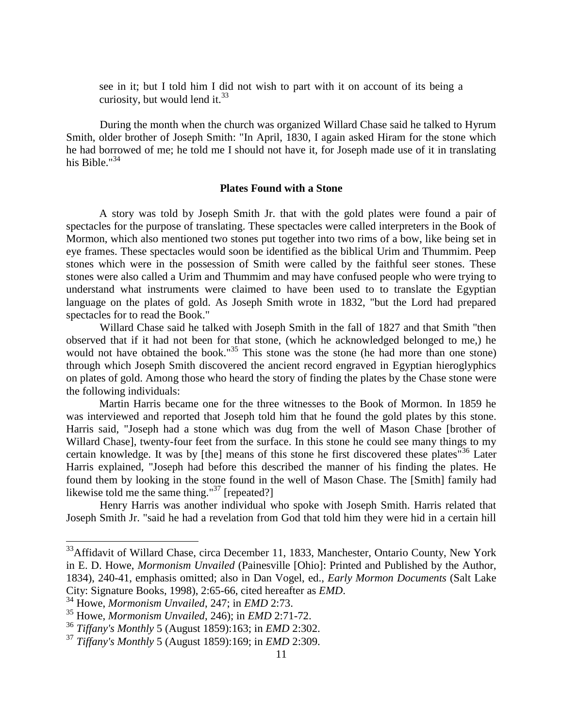> see in it; but I told him I did not wish to part with it on account of its being a curiosity, but would lend it.[33]

During the month when the church was organized Willard Chase said he talked to Hyrum Smith, older brother of Joseph Smith: "In April, 1830, I again asked Hiram for the stone which he had borrowed of me; he told me I should not have it, for Joseph made use of it in translating his Bible."[34]

### Plates Found with a Stone

A story was told by Joseph Smith Jr. that with the gold plates were found a pair of spectacles for the purpose of translating. These spectacles were called interpreters in the Book of Mormon, which also mentioned two stones put together into two rims of a bow, like being set in eye frames. These spectacles would soon be identified as the biblical Urim and Thummim. Peep stones which were in the possession of Smith were called by the faithful seer stones. These stones were also called a Urim and Thummim and may have confused people who were trying to understand what instruments were claimed to have been used to to translate the Egyptian language on the plates of gold. As Joseph Smith wrote in 1832, "but the Lord had prepared spectacles for to read the Book."

Willard Chase said he talked with Joseph Smith in the fall of 1827 and that Smith "then observed that if it had not been for that stone, (which he acknowledged belonged to me,) he would not have obtained the book."[35] This stone was the stone (he had more than one stone) through which Joseph Smith discovered the ancient record engraved in Egyptian hieroglyphics on plates of gold. Among those who heard the story of finding the plates by the Chase stone were the following individuals:

Martin Harris became one for the three witnesses to the Book of Mormon. In 1859 he was interviewed and reported that Joseph told him that he found the gold plates by this stone. Harris said, "Joseph had a stone which was dug from the well of Mason Chase [brother of Willard Chase], twenty-four feet from the surface. In this stone he could see many things to my certain knowledge. It was by [the] means of this stone he first discovered these plates"[36] Later Harris explained, "Joseph had before this described the manner of his finding the plates. He found them by looking in the stone found in the well of Mason Chase. The [Smith] family had likewise told me the same thing."[37] [repeated?]

Henry Harris was another individual who spoke with Joseph Smith. Harris related that Joseph Smith Jr. "said he had a revelation from God that told him they were hid in a certain hill

---

[33] Affidavit of Willard Chase, circa December 11, 1833, Manchester, Ontario County, New York in E. D. Howe, *Mormonism Unvailed* (Painesville [Ohio]: Printed and Published by the Author, 1834), 240-41, emphasis omitted; also in Dan Vogel, ed., *Early Mormon Documents* (Salt Lake City: Signature Books, 1998), 2:65-66, cited hereafter as *EMD*.

[34] Howe, *Mormonism Unvailed*, 247; in *EMD* 2:73.

[35] Howe, *Mormonism Unvailed*, 246); in *EMD* 2:71-72.

[36] *Tiffany's Monthly* 5 (August 1859):163; in *EMD* 2:302.

[37] *Tiffany's Monthly* 5 (August 1859):169; in *EMD* 2:309.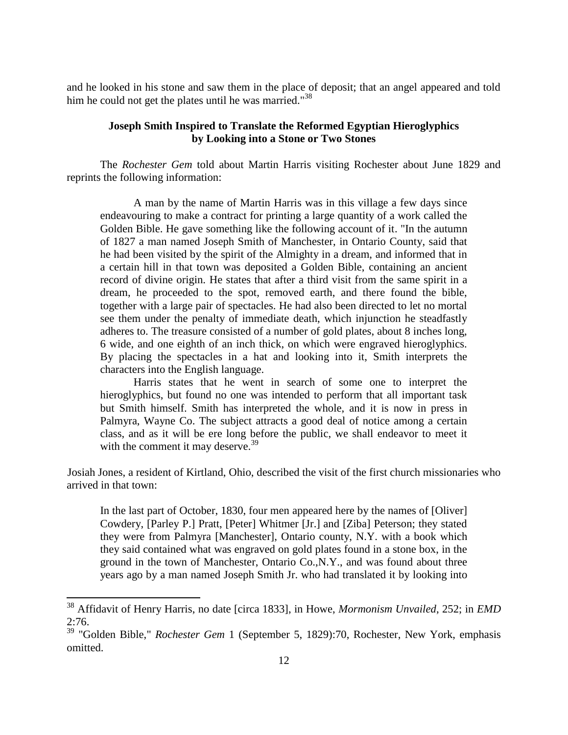and he looked in his stone and saw them in the place of deposit; that an angel appeared and told him he could not get the plates until he was married."[38]

### Joseph Smith Inspired to Translate the Reformed Egyptian Hieroglyphics by Looking into a Stone or Two Stones

The *Rochester Gem* told about Martin Harris visiting Rochester about June 1829 and reprints the following information:

> A man by the name of Martin Harris was in this village a few days since endeavouring to make a contract for printing a large quantity of a work called the Golden Bible. He gave something like the following account of it. "In the autumn of 1827 a man named Joseph Smith of Manchester, in Ontario County, said that he had been visited by the spirit of the Almighty in a dream, and informed that in a certain hill in that town was deposited a Golden Bible, containing an ancient record of divine origin. He states that after a third visit from the same spirit in a dream, he proceeded to the spot, removed earth, and there found the bible, together with a large pair of spectacles. He had also been directed to let no mortal see them under the penalty of immediate death, which injunction he steadfastly adheres to. The treasure consisted of a number of gold plates, about 8 inches long, 6 wide, and one eighth of an inch thick, on which were engraved hieroglyphics. By placing the spectacles in a hat and looking into it, Smith interprets the characters into the English language.
>
> Harris states that he went in search of some one to interpret the hieroglyphics, but found no one was intended to perform that all important task but Smith himself. Smith has interpreted the whole, and it is now in press in Palmyra, Wayne Co. The subject attracts a good deal of notice among a certain class, and as it will be ere long before the public, we shall endeavor to meet it with the comment it may deserve.[39]

Josiah Jones, a resident of Kirtland, Ohio, described the visit of the first church missionaries who arrived in that town:

> In the last part of October, 1830, four men appeared here by the names of [Oliver] Cowdery, [Parley P.] Pratt, [Peter] Whitmer [Jr.] and [Ziba] Peterson; they stated they were from Palmyra [Manchester], Ontario county, N.Y. with a book which they said contained what was engraved on gold plates found in a stone box, in the ground in the town of Manchester, Ontario Co.,N.Y., and was found about three years ago by a man named Joseph Smith Jr. who had translated it by looking into

---

[38] Affidavit of Henry Harris, no date [circa 1833], in Howe, *Mormonism Unvailed*, 252; in *EMD* 2:76.

[39] "Golden Bible," *Rochester Gem* 1 (September 5, 1829):70, Rochester, New York, emphasis omitted.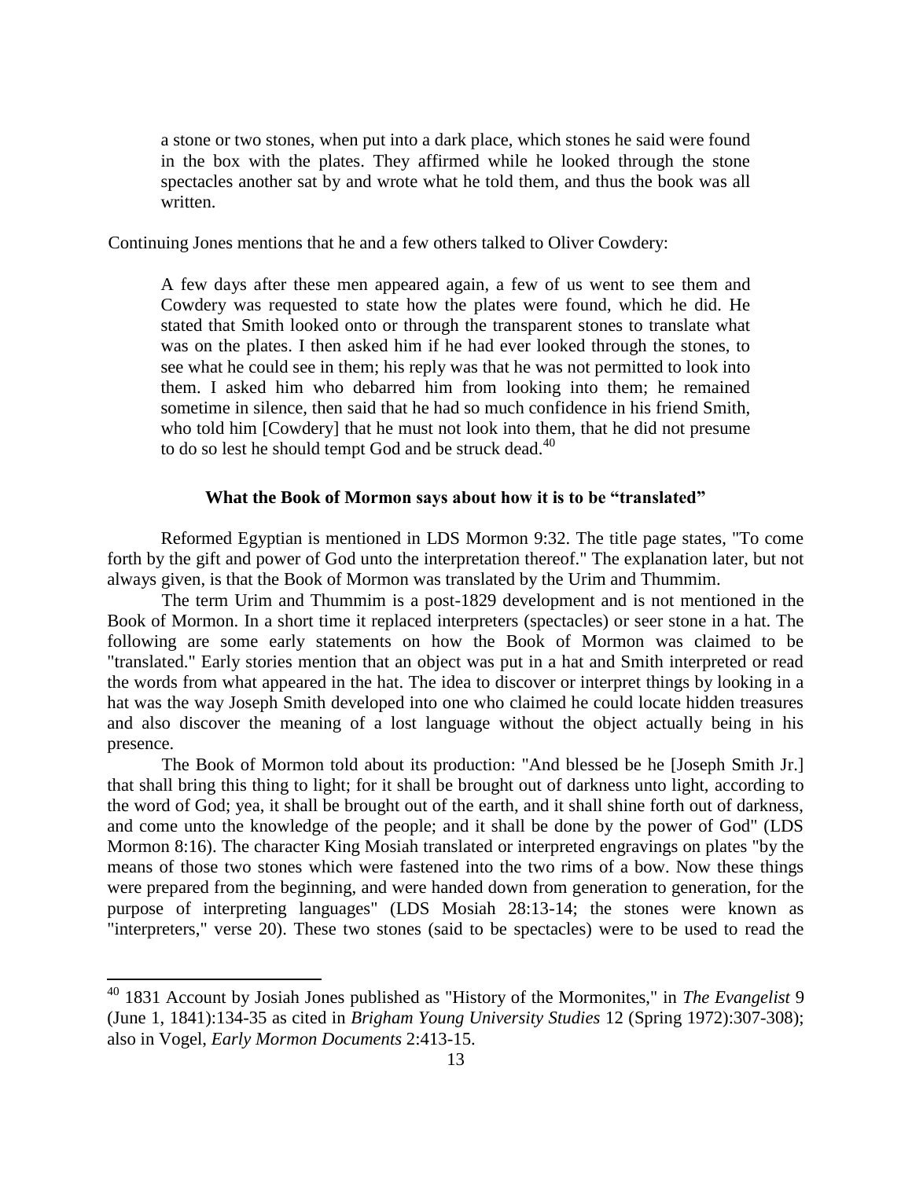> a stone or two stones, when put into a dark place, which stones he said were found in the box with the plates. They affirmed while he looked through the stone spectacles another sat by and wrote what he told them, and thus the book was all written.

Continuing Jones mentions that he and a few others talked to Oliver Cowdery:

> A few days after these men appeared again, a few of us went to see them and Cowdery was requested to state how the plates were found, which he did. He stated that Smith looked onto or through the transparent stones to translate what was on the plates. I then asked him if he had ever looked through the stones, to see what he could see in them; his reply was that he was not permitted to look into them. I asked him who debarred him from looking into them; he remained sometime in silence, then said that he had so much confidence in his friend Smith, who told him [Cowdery] that he must not look into them, that he did not presume to do so lest he should tempt God and be struck dead.[40]

### What the Book of Mormon says about how it is to be "translated"

Reformed Egyptian is mentioned in LDS Mormon 9:32. The title page states, "To come forth by the gift and power of God unto the interpretation thereof." The explanation later, but not always given, is that the Book of Mormon was translated by the Urim and Thummim.

The term Urim and Thummim is a post-1829 development and is not mentioned in the Book of Mormon. In a short time it replaced interpreters (spectacles) or seer stone in a hat. The following are some early statements on how the Book of Mormon was claimed to be "translated." Early stories mention that an object was put in a hat and Smith interpreted or read the words from what appeared in the hat. The idea to discover or interpret things by looking in a hat was the way Joseph Smith developed into one who claimed he could locate hidden treasures and also discover the meaning of a lost language without the object actually being in his presence.

The Book of Mormon told about its production: "And blessed be he [Joseph Smith Jr.] that shall bring this thing to light; for it shall be brought out of darkness unto light, according to the word of God; yea, it shall be brought out of the earth, and it shall shine forth out of darkness, and come unto the knowledge of the people; and it shall be done by the power of God" (LDS Mormon 8:16). The character King Mosiah translated or interpreted engravings on plates "by the means of those two stones which were fastened into the two rims of a bow. Now these things were prepared from the beginning, and were handed down from generation to generation, for the purpose of interpreting languages" (LDS Mosiah 28:13-14; the stones were known as "interpreters," verse 20). These two stones (said to be spectacles) were to be used to read the

---

[40] 1831 Account by Josiah Jones published as "History of the Mormonites," in *The Evangelist* 9 (June 1, 1841):134-35 as cited in *Brigham Young University Studies* 12 (Spring 1972):307-308); also in Vogel, *Early Mormon Documents* 2:413-15.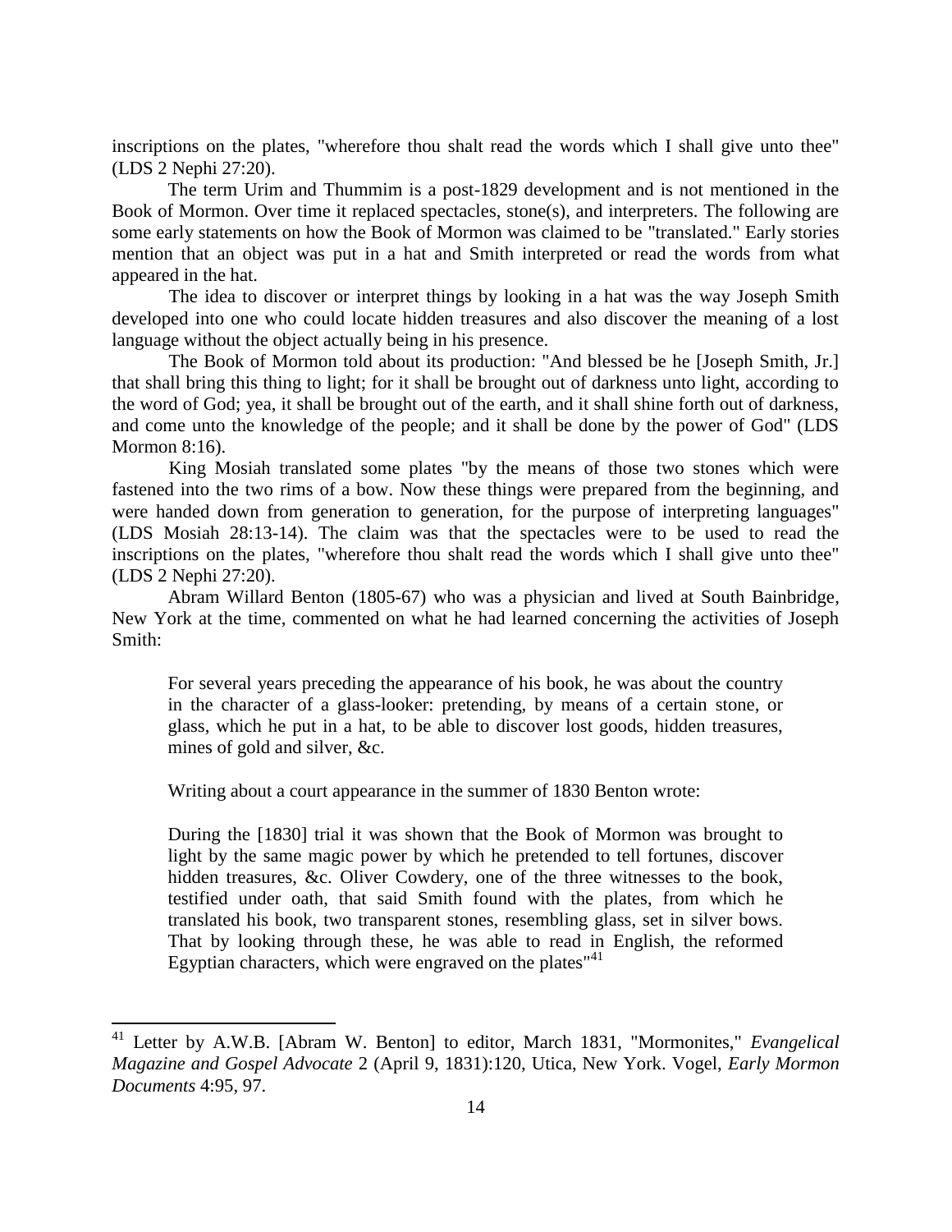inscriptions on the plates, "wherefore thou shalt read the words which I shall give unto thee" (LDS 2 Nephi 27:20).

The term Urim and Thummim is a post-1829 development and is not mentioned in the Book of Mormon. Over time it replaced spectacles, stone(s), and interpreters. The following are some early statements on how the Book of Mormon was claimed to be "translated." Early stories mention that an object was put in a hat and Smith interpreted or read the words from what appeared in the hat.

The idea to discover or interpret things by looking in a hat was the way Joseph Smith developed into one who could locate hidden treasures and also discover the meaning of a lost language without the object actually being in his presence.

The Book of Mormon told about its production: "And blessed be he [Joseph Smith, Jr.] that shall bring this thing to light; for it shall be brought out of darkness unto light, according to the word of God; yea, it shall be brought out of the earth, and it shall shine forth out of darkness, and come unto the knowledge of the people; and it shall be done by the power of God" (LDS Mormon 8:16).

King Mosiah translated some plates "by the means of those two stones which were fastened into the two rims of a bow. Now these things were prepared from the beginning, and were handed down from generation to generation, for the purpose of interpreting languages" (LDS Mosiah 28:13-14). The claim was that the spectacles were to be used to read the inscriptions on the plates, "wherefore thou shalt read the words which I shall give unto thee" (LDS 2 Nephi 27:20).

Abram Willard Benton (1805-67) who was a physician and lived at South Bainbridge, New York at the time, commented on what he had learned concerning the activities of Joseph Smith:

> For several years preceding the appearance of his book, he was about the country in the character of a glass-looker: pretending, by means of a certain stone, or glass, which he put in a hat, to be able to discover lost goods, hidden treasures, mines of gold and silver, &c.

Writing about a court appearance in the summer of 1830 Benton wrote:

> During the [1830] trial it was shown that the Book of Mormon was brought to light by the same magic power by which he pretended to tell fortunes, discover hidden treasures, &c. Oliver Cowdery, one of the three witnesses to the book, testified under oath, that said Smith found with the plates, from which he translated his book, two transparent stones, resembling glass, set in silver bows. That by looking through these, he was able to read in English, the reformed Egyptian characters, which were engraved on the plates"[41]

---

[41] Letter by A.W.B. [Abram W. Benton] to editor, March 1831, "Mormonites," *Evangelical Magazine and Gospel Advocate* 2 (April 9, 1831):120, Utica, New York. Vogel, *Early Mormon Documents* 4:95, 97.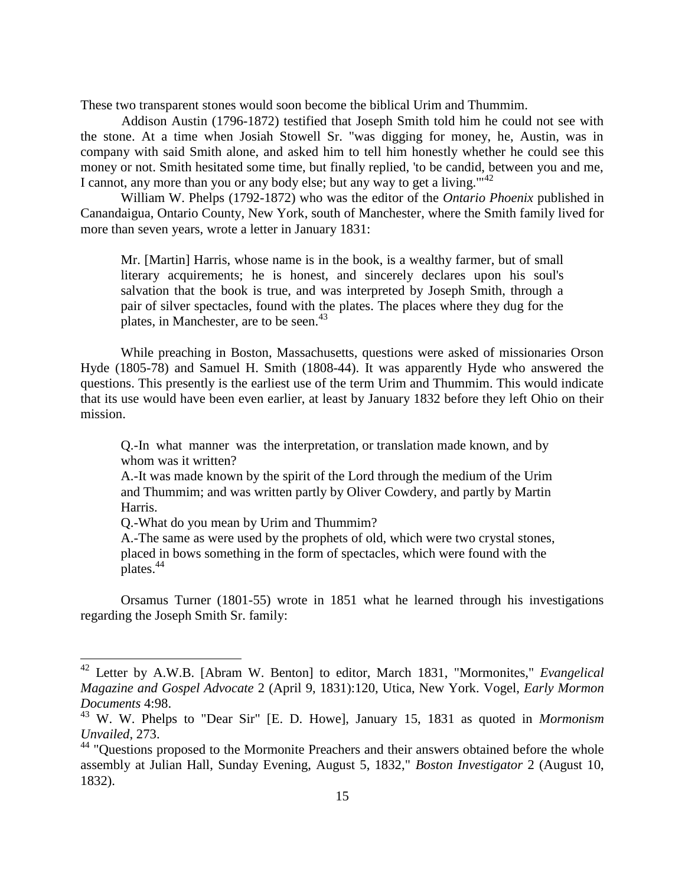These two transparent stones would soon become the biblical Urim and Thummim.

Addison Austin (1796-1872) testified that Joseph Smith told him he could not see with the stone. At a time when Josiah Stowell Sr. "was digging for money, he, Austin, was in company with said Smith alone, and asked him to tell him honestly whether he could see this money or not. Smith hesitated some time, but finally replied, 'to be candid, between you and me, I cannot, any more than you or any body else; but any way to get a living.'"[42]

William W. Phelps (1792-1872) who was the editor of the *Ontario Phoenix* published in Canandaigua, Ontario County, New York, south of Manchester, where the Smith family lived for more than seven years, wrote a letter in January 1831:

> Mr. [Martin] Harris, whose name is in the book, is a wealthy farmer, but of small literary acquirements; he is honest, and sincerely declares upon his soul's salvation that the book is true, and was interpreted by Joseph Smith, through a pair of silver spectacles, found with the plates. The places where they dug for the plates, in Manchester, are to be seen.[43]

While preaching in Boston, Massachusetts, questions were asked of missionaries Orson Hyde (1805-78) and Samuel H. Smith (1808-44). It was apparently Hyde who answered the questions. This presently is the earliest use of the term Urim and Thummim. This would indicate that its use would have been even earlier, at least by January 1832 before they left Ohio on their mission.

> Q.-In what manner was the interpretation, or translation made known, and by whom was it written?
> A.-It was made known by the spirit of the Lord through the medium of the Urim and Thummim; and was written partly by Oliver Cowdery, and partly by Martin Harris.
> Q.-What do you mean by Urim and Thummim?
> A.-The same as were used by the prophets of old, which were two crystal stones, placed in bows something in the form of spectacles, which were found with the plates.[44]

Orsamus Turner (1801-55) wrote in 1851 what he learned through his investigations regarding the Joseph Smith Sr. family:

---

[42] Letter by A.W.B. [Abram W. Benton] to editor, March 1831, "Mormonites," *Evangelical Magazine and Gospel Advocate* 2 (April 9, 1831):120, Utica, New York. Vogel, *Early Mormon Documents* 4:98.

[43] W. W. Phelps to "Dear Sir" [E. D. Howe], January 15, 1831 as quoted in *Mormonism Unvailed*, 273.

[44] "Questions proposed to the Mormonite Preachers and their answers obtained before the whole assembly at Julian Hall, Sunday Evening, August 5, 1832," *Boston Investigator* 2 (August 10, 1832).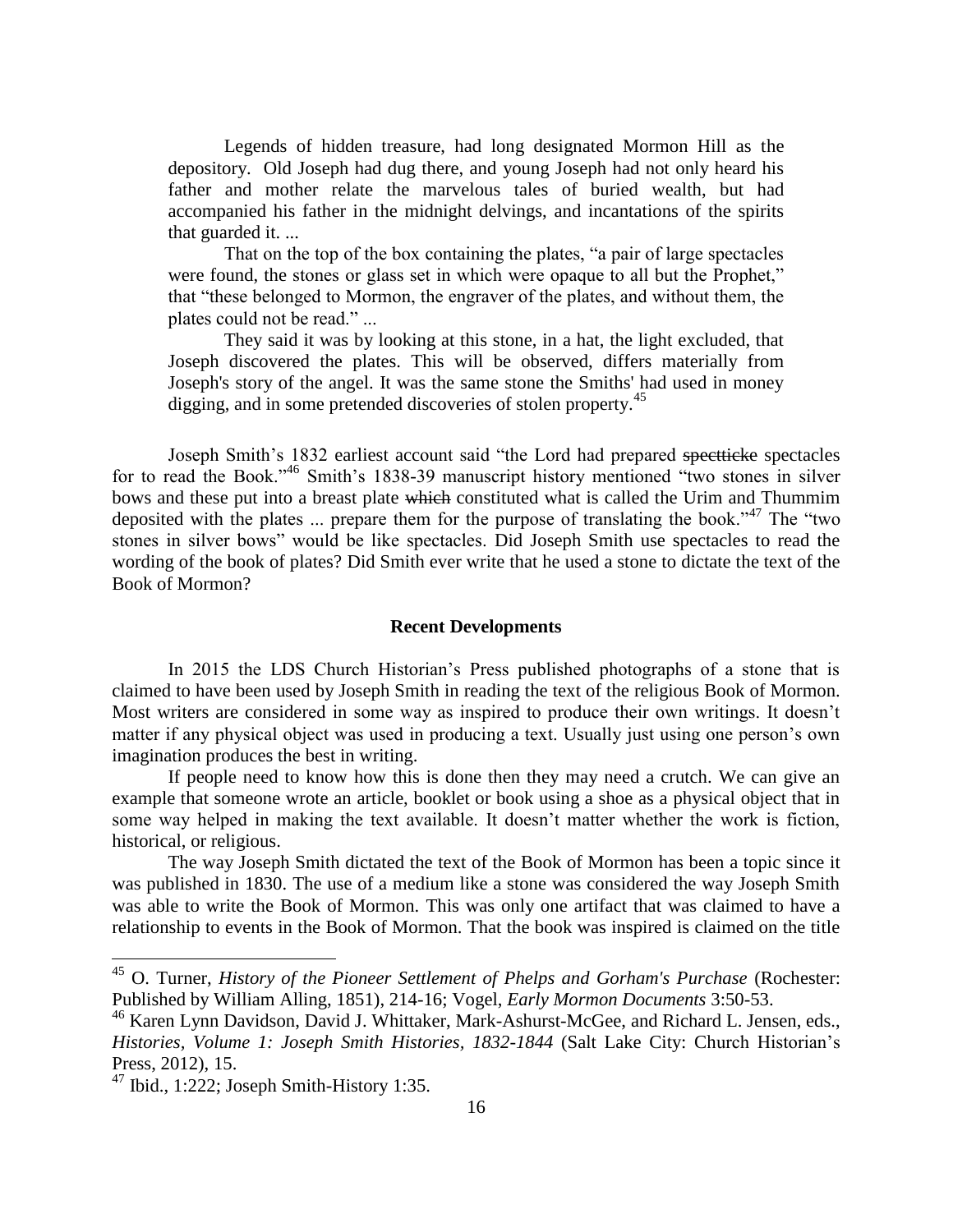> Legends of hidden treasure, had long designated Mormon Hill as the depository. Old Joseph had dug there, and young Joseph had not only heard his father and mother relate the marvelous tales of buried wealth, but had accompanied his father in the midnight delvings, and incantations of the spirits that guarded it. ...
>
> That on the top of the box containing the plates, "a pair of large spectacles were found, the stones or glass set in which were opaque to all but the Prophet," that "these belonged to Mormon, the engraver of the plates, and without them, the plates could not be read." ...
>
> They said it was by looking at this stone, in a hat, the light excluded, that Joseph discovered the plates. This will be observed, differs materially from Joseph's story of the angel. It was the same stone the Smiths' had used in money digging, and in some pretended discoveries of stolen property.[45]

Joseph Smith's 1832 earliest account said "the Lord had prepared ~~specticke~~ spectacles for to read the Book."[46] Smith's 1838-39 manuscript history mentioned "two stones in silver bows and these put into a breast plate ~~which~~ constituted what is called the Urim and Thummim deposited with the plates ... prepare them for the purpose of translating the book."[47] The "two stones in silver bows" would be like spectacles. Did Joseph Smith use spectacles to read the wording of the book of plates? Did Smith ever write that he used a stone to dictate the text of the Book of Mormon?

### Recent Developments

In 2015 the LDS Church Historian's Press published photographs of a stone that is claimed to have been used by Joseph Smith in reading the text of the religious Book of Mormon. Most writers are considered in some way as inspired to produce their own writings. It doesn't matter if any physical object was used in producing a text. Usually just using one person's own imagination produces the best in writing.

If people need to know how this is done then they may need a crutch. We can give an example that someone wrote an article, booklet or book using a shoe as a physical object that in some way helped in making the text available. It doesn't matter whether the work is fiction, historical, or religious.

The way Joseph Smith dictated the text of the Book of Mormon has been a topic since it was published in 1830. The use of a medium like a stone was considered the way Joseph Smith was able to write the Book of Mormon. This was only one artifact that was claimed to have a relationship to events in the Book of Mormon. That the book was inspired is claimed on the title

---

[45] O. Turner, *History of the Pioneer Settlement of Phelps and Gorham's Purchase* (Rochester: Published by William Alling, 1851), 214-16; Vogel, *Early Mormon Documents* 3:50-53.

[46] Karen Lynn Davidson, David J. Whittaker, Mark-Ashurst-McGee, and Richard L. Jensen, eds., *Histories, Volume 1: Joseph Smith Histories, 1832-1844* (Salt Lake City: Church Historian's Press, 2012), 15.

[47] Ibid., 1:222; Joseph Smith-History 1:35.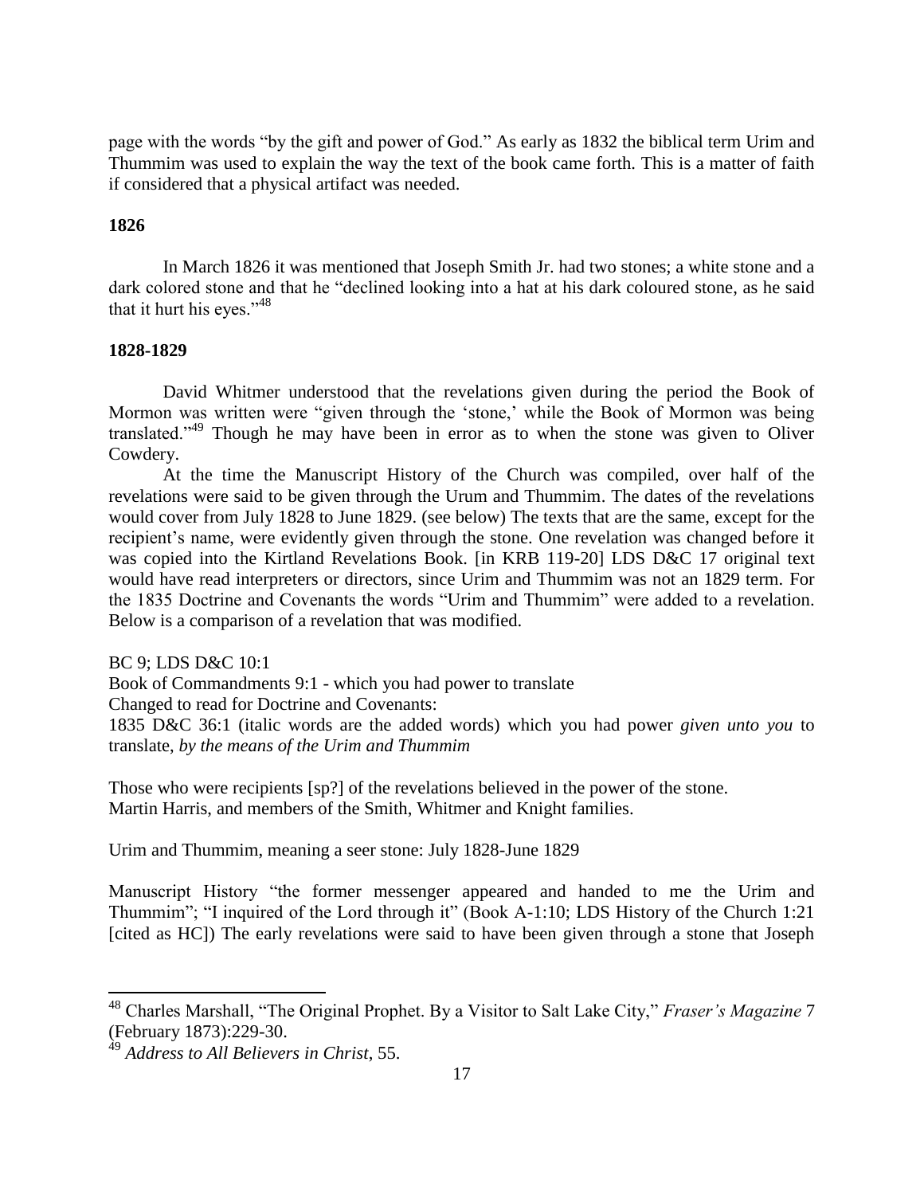page with the words "by the gift and power of God." As early as 1832 the biblical term Urim and Thummim was used to explain the way the text of the book came forth. This is a matter of faith if considered that a physical artifact was needed.

**1826**

In March 1826 it was mentioned that Joseph Smith Jr. had two stones; a white stone and a dark colored stone and that he "declined looking into a hat at his dark coloured stone, as he said that it hurt his eyes."[48]

**1828-1829**

David Whitmer understood that the revelations given during the period the Book of Mormon was written were "given through the 'stone,' while the Book of Mormon was being translated."[49] Though he may have been in error as to when the stone was given to Oliver Cowdery.

At the time the Manuscript History of the Church was compiled, over half of the revelations were said to be given through the Urum and Thummim. The dates of the revelations would cover from July 1828 to June 1829. (see below) The texts that are the same, except for the recipient's name, were evidently given through the stone. One revelation was changed before it was copied into the Kirtland Revelations Book. [in KRB 119-20] LDS D&C 17 original text would have read interpreters or directors, since Urim and Thummim was not an 1829 term. For the 1835 Doctrine and Covenants the words "Urim and Thummim" were added to a revelation. Below is a comparison of a revelation that was modified.

BC 9; LDS D&C 10:1  
Book of Commandments 9:1 - which you had power to translate  
Changed to read for Doctrine and Covenants:  
1835 D&C 36:1 (italic words are the added words) which you had power *given unto you* to translate, *by the means of the Urim and Thummim*

Those who were recipients [sp?] of the revelations believed in the power of the stone.  
Martin Harris, and members of the Smith, Whitmer and Knight families.

Urim and Thummim, meaning a seer stone: July 1828-June 1829

Manuscript History "the former messenger appeared and handed to me the Urim and Thummim"; "I inquired of the Lord through it" (Book A-1:10; LDS History of the Church 1:21 [cited as HC]) The early revelations were said to have been given through a stone that Joseph

---

[48] Charles Marshall, "The Original Prophet. By a Visitor to Salt Lake City," *Fraser's Magazine* 7 (February 1873):229-30.

[49] *Address to All Believers in Christ*, 55.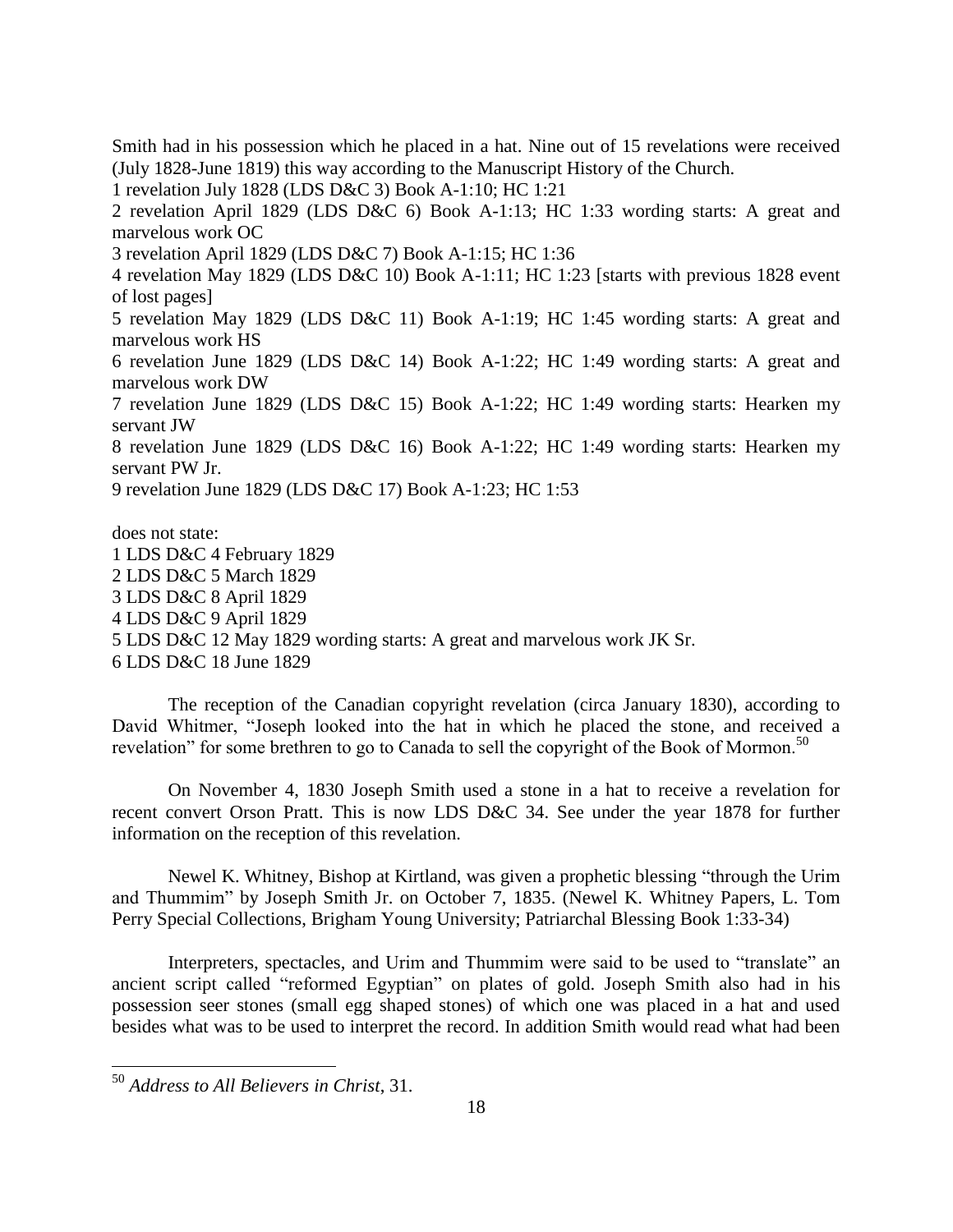Smith had in his possession which he placed in a hat. Nine out of 15 revelations were received (July 1828-June 1819) this way according to the Manuscript History of the Church.

1 revelation July 1828 (LDS D&C 3) Book A-1:10; HC 1:21

2 revelation April 1829 (LDS D&C 6) Book A-1:13; HC 1:33 wording starts: A great and marvelous work OC

3 revelation April 1829 (LDS D&C 7) Book A-1:15; HC 1:36

4 revelation May 1829 (LDS D&C 10) Book A-1:11; HC 1:23 [starts with previous 1828 event of lost pages]

5 revelation May 1829 (LDS D&C 11) Book A-1:19; HC 1:45 wording starts: A great and marvelous work HS

6 revelation June 1829 (LDS D&C 14) Book A-1:22; HC 1:49 wording starts: A great and marvelous work DW

7 revelation June 1829 (LDS D&C 15) Book A-1:22; HC 1:49 wording starts: Hearken my servant JW

8 revelation June 1829 (LDS D&C 16) Book A-1:22; HC 1:49 wording starts: Hearken my servant PW Jr.

9 revelation June 1829 (LDS D&C 17) Book A-1:23; HC 1:53

does not state:

1 LDS D&C 4 February 1829

2 LDS D&C 5 March 1829

3 LDS D&C 8 April 1829

4 LDS D&C 9 April 1829

5 LDS D&C 12 May 1829 wording starts: A great and marvelous work JK Sr.

6 LDS D&C 18 June 1829

The reception of the Canadian copyright revelation (circa January 1830), according to David Whitmer, "Joseph looked into the hat in which he placed the stone, and received a revelation" for some brethren to go to Canada to sell the copyright of the Book of Mormon.[50]

On November 4, 1830 Joseph Smith used a stone in a hat to receive a revelation for recent convert Orson Pratt. This is now LDS D&C 34. See under the year 1878 for further information on the reception of this revelation.

Newel K. Whitney, Bishop at Kirtland, was given a prophetic blessing "through the Urim and Thummim" by Joseph Smith Jr. on October 7, 1835. (Newel K. Whitney Papers, L. Tom Perry Special Collections, Brigham Young University; Patriarchal Blessing Book 1:33-34)

Interpreters, spectacles, and Urim and Thummim were said to be used to "translate" an ancient script called "reformed Egyptian" on plates of gold. Joseph Smith also had in his possession seer stones (small egg shaped stones) of which one was placed in a hat and used besides what was to be used to interpret the record. In addition Smith would read what had been

---

[50] *Address to All Believers in Christ*, 31.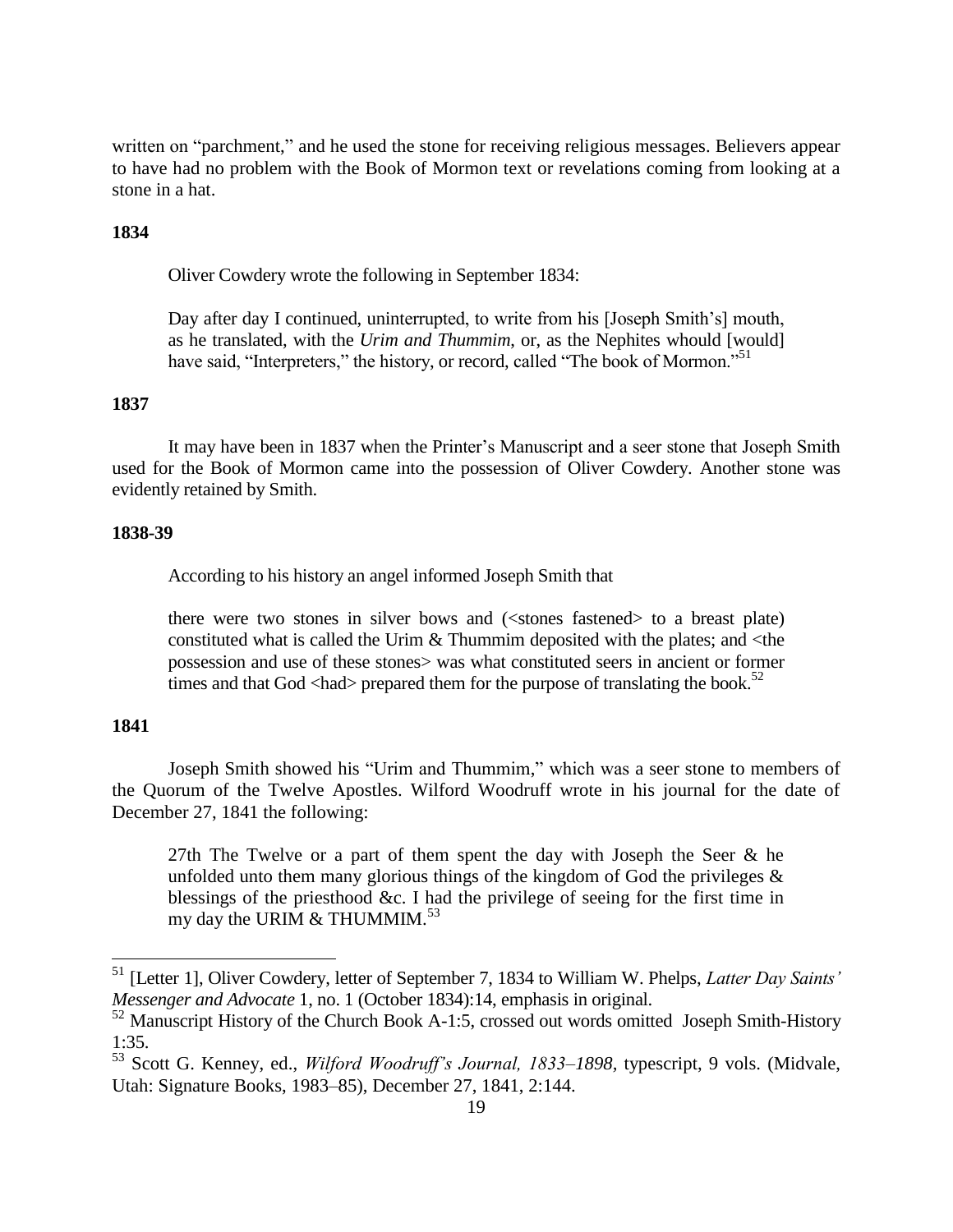written on "parchment," and he used the stone for receiving religious messages. Believers appear to have had no problem with the Book of Mormon text or revelations coming from looking at a stone in a hat.

**1834**

Oliver Cowdery wrote the following in September 1834:

> Day after day I continued, uninterrupted, to write from his [Joseph Smith's] mouth, as he translated, with the *Urim and Thummim*, or, as the Nephites whould [would] have said, "Interpreters," the history, or record, called "The book of Mormon."[51]

**1837**

It may have been in 1837 when the Printer's Manuscript and a seer stone that Joseph Smith used for the Book of Mormon came into the possession of Oliver Cowdery. Another stone was evidently retained by Smith.

**1838-39**

According to his history an angel informed Joseph Smith that

> there were two stones in silver bows and (<stones fastened> to a breast plate) constituted what is called the Urim & Thummim deposited with the plates; and <the possession and use of these stones> was what constituted seers in ancient or former times and that God <had> prepared them for the purpose of translating the book.[52]

**1841**

Joseph Smith showed his "Urim and Thummim," which was a seer stone to members of the Quorum of the Twelve Apostles. Wilford Woodruff wrote in his journal for the date of December 27, 1841 the following:

> 27th The Twelve or a part of them spent the day with Joseph the Seer & he unfolded unto them many glorious things of the kingdom of God the privileges & blessings of the priesthood &c. I had the privilege of seeing for the first time in my day the URIM & THUMMIM.[53]

---

[51] [Letter 1], Oliver Cowdery, letter of September 7, 1834 to William W. Phelps, *Latter Day Saints' Messenger and Advocate* 1, no. 1 (October 1834):14, emphasis in original.

[52] Manuscript History of the Church Book A-1:5, crossed out words omitted Joseph Smith-History 1:35.

[53] Scott G. Kenney, ed., *Wilford Woodruff's Journal, 1833–1898,* typescript, 9 vols. (Midvale, Utah: Signature Books, 1983–85), December 27, 1841, 2:144.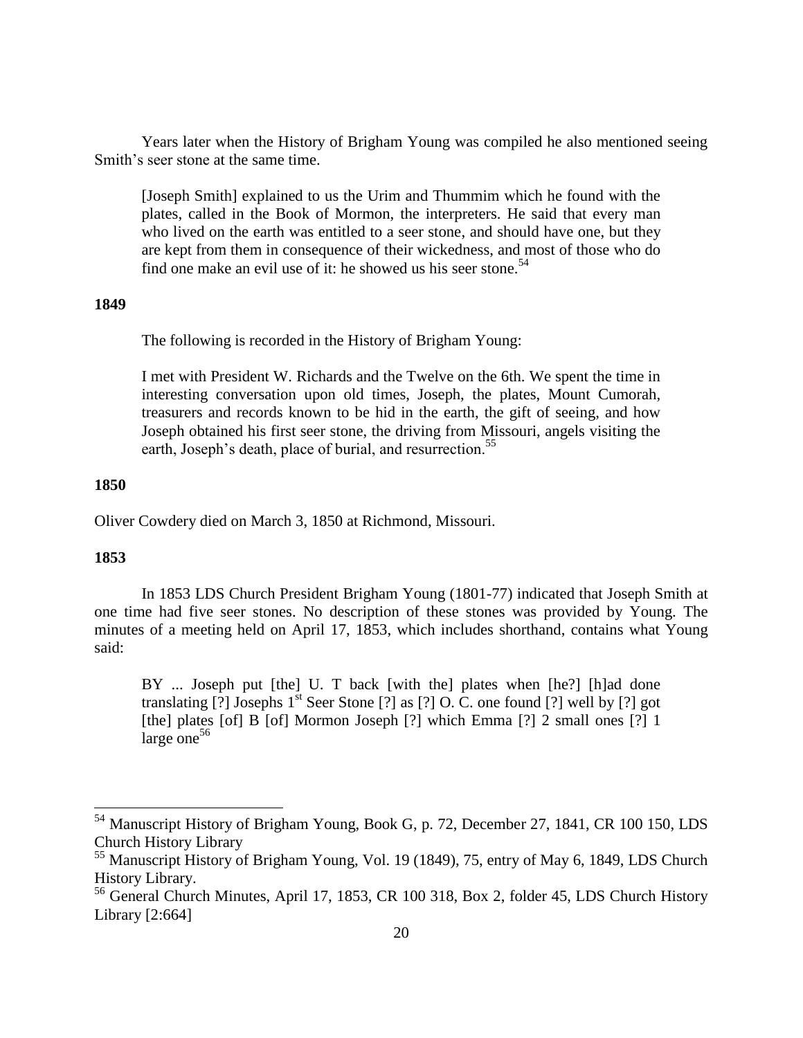Years later when the History of Brigham Young was compiled he also mentioned seeing Smith's seer stone at the same time.

> [Joseph Smith] explained to us the Urim and Thummim which he found with the plates, called in the Book of Mormon, the interpreters. He said that every man who lived on the earth was entitled to a seer stone, and should have one, but they are kept from them in consequence of their wickedness, and most of those who do find one make an evil use of it: he showed us his seer stone.[54]

**1849**

The following is recorded in the History of Brigham Young:

> I met with President W. Richards and the Twelve on the 6th. We spent the time in interesting conversation upon old times, Joseph, the plates, Mount Cumorah, treasurers and records known to be hid in the earth, the gift of seeing, and how Joseph obtained his first seer stone, the driving from Missouri, angels visiting the earth, Joseph's death, place of burial, and resurrection.[55]

**1850**

Oliver Cowdery died on March 3, 1850 at Richmond, Missouri.

**1853**

In 1853 LDS Church President Brigham Young (1801-77) indicated that Joseph Smith at one time had five seer stones. No description of these stones was provided by Young. The minutes of a meeting held on April 17, 1853, which includes shorthand, contains what Young said:

> BY ... Joseph put [the] U. T back [with the] plates when [he?] [h]ad done translating [?] Josephs 1st Seer Stone [?] as [?] O. C. one found [?] well by [?] got [the] plates [of] B [of] Mormon Joseph [?] which Emma [?] 2 small ones [?] 1 large one[56]

---

[54] Manuscript History of Brigham Young, Book G, p. 72, December 27, 1841, CR 100 150, LDS Church History Library

[55] Manuscript History of Brigham Young, Vol. 19 (1849), 75, entry of May 6, 1849, LDS Church History Library.

[56] General Church Minutes, April 17, 1853, CR 100 318, Box 2, folder 45, LDS Church History Library [2:664]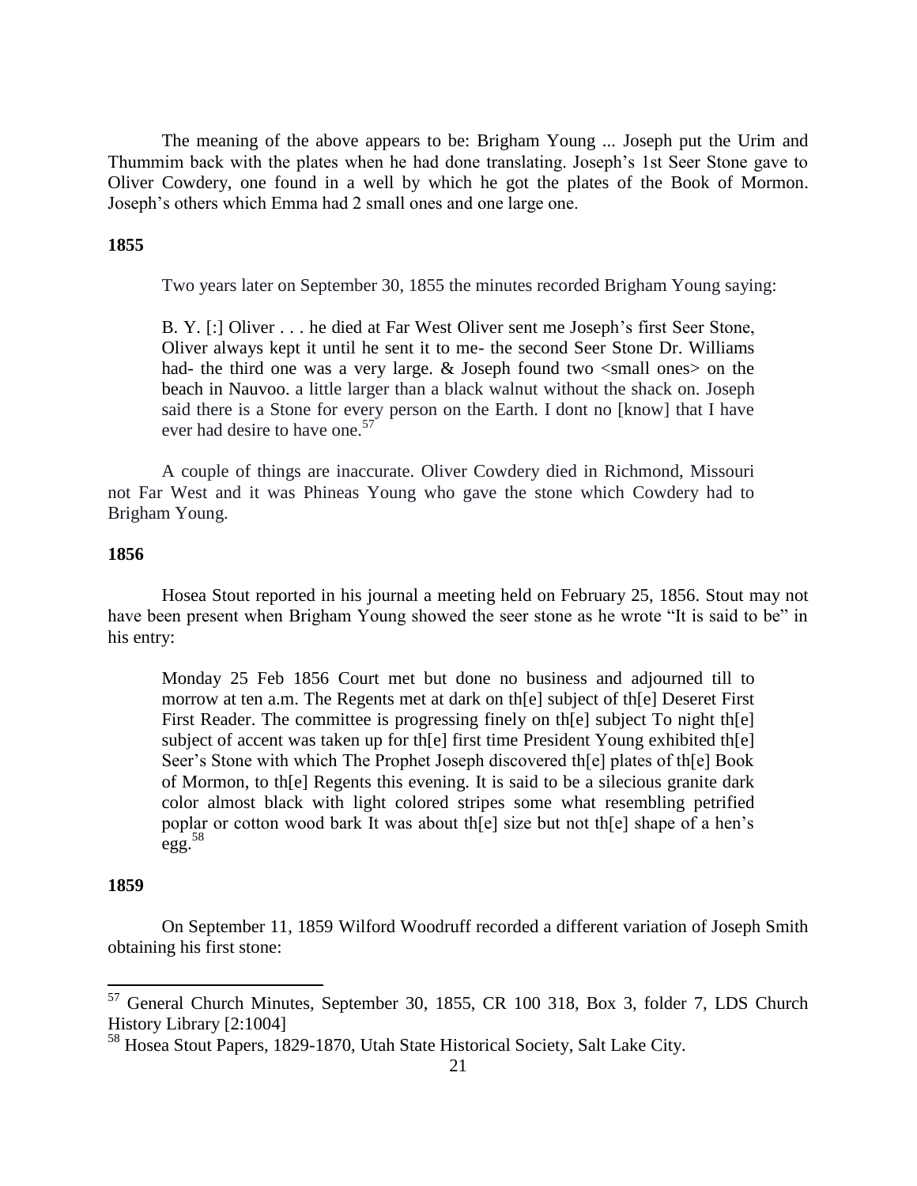The meaning of the above appears to be: Brigham Young ... Joseph put the Urim and Thummim back with the plates when he had done translating. Joseph's 1st Seer Stone gave to Oliver Cowdery, one found in a well by which he got the plates of the Book of Mormon. Joseph's others which Emma had 2 small ones and one large one.

**1855**

Two years later on September 30, 1855 the minutes recorded Brigham Young saying:

> B. Y. [:] Oliver . . . he died at Far West Oliver sent me Joseph's first Seer Stone, Oliver always kept it until he sent it to me- the second Seer Stone Dr. Williams had- the third one was a very large. & Joseph found two <small ones> on the beach in Nauvoo. a little larger than a black walnut without the shack on. Joseph said there is a Stone for every person on the Earth. I dont no [know] that I have ever had desire to have one.[57]

A couple of things are inaccurate. Oliver Cowdery died in Richmond, Missouri not Far West and it was Phineas Young who gave the stone which Cowdery had to Brigham Young.

**1856**

Hosea Stout reported in his journal a meeting held on February 25, 1856. Stout may not have been present when Brigham Young showed the seer stone as he wrote "It is said to be" in his entry:

> Monday 25 Feb 1856 Court met but done no business and adjourned till to morrow at ten a.m. The Regents met at dark on th[e] subject of th[e] Deseret First First Reader. The committee is progressing finely on th[e] subject To night th[e] subject of accent was taken up for th[e] first time President Young exhibited th[e] Seer's Stone with which The Prophet Joseph discovered th[e] plates of th[e] Book of Mormon, to th[e] Regents this evening. It is said to be a silecious granite dark color almost black with light colored stripes some what resembling petrified poplar or cotton wood bark It was about th[e] size but not th[e] shape of a hen's egg.[58]

**1859**

On September 11, 1859 Wilford Woodruff recorded a different variation of Joseph Smith obtaining his first stone:

---

[57] General Church Minutes, September 30, 1855, CR 100 318, Box 3, folder 7, LDS Church History Library [2:1004]

[58] Hosea Stout Papers, 1829-1870, Utah State Historical Society, Salt Lake City.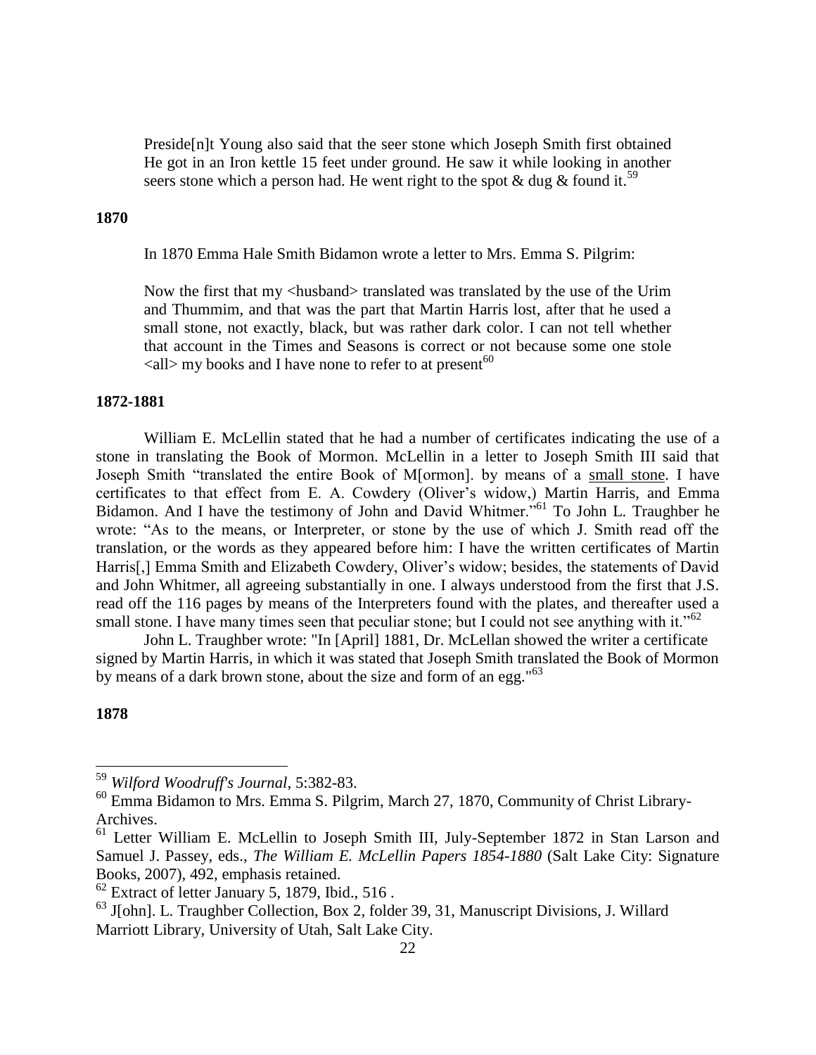> Preside[n]t Young also said that the seer stone which Joseph Smith first obtained He got in an Iron kettle 15 feet under ground. He saw it while looking in another seers stone which a person had. He went right to the spot & dug & found it.[59]

**1870**

> In 1870 Emma Hale Smith Bidamon wrote a letter to Mrs. Emma S. Pilgrim:
>
> Now the first that my <husband> translated was translated by the use of the Urim and Thummim, and that was the part that Martin Harris lost, after that he used a small stone, not exactly, black, but was rather dark color. I can not tell whether that account in the Times and Seasons is correct or not because some one stole <all> my books and I have none to refer to at present[60]

**1872-1881**

William E. McLellin stated that he had a number of certificates indicating the use of a stone in translating the Book of Mormon. McLellin in a letter to Joseph Smith III said that Joseph Smith "translated the entire Book of M[ormon]. by means of a <u>small stone</u>. I have certificates to that effect from E. A. Cowdery (Oliver's widow,) Martin Harris, and Emma Bidamon. And I have the testimony of John and David Whitmer."[61] To John L. Traughber he wrote: "As to the means, or Interpreter, or stone by the use of which J. Smith read off the translation, or the words as they appeared before him: I have the written certificates of Martin Harris[,] Emma Smith and Elizabeth Cowdery, Oliver's widow; besides, the statements of David and John Whitmer, all agreeing substantially in one. I always understood from the first that J.S. read off the 116 pages by means of the Interpreters found with the plates, and thereafter used a small stone. I have many times seen that peculiar stone; but I could not see anything with it."[62]

John L. Traughber wrote: "In [April] 1881, Dr. McLellan showed the writer a certificate signed by Martin Harris, in which it was stated that Joseph Smith translated the Book of Mormon by means of a dark brown stone, about the size and form of an egg."[63]

**1878**

---

[59] *Wilford Woodruff's Journal*, 5:382-83.

[60] Emma Bidamon to Mrs. Emma S. Pilgrim, March 27, 1870, Community of Christ Library-Archives.

[61] Letter William E. McLellin to Joseph Smith III, July-September 1872 in Stan Larson and Samuel J. Passey, eds., *The William E. McLellin Papers 1854-1880* (Salt Lake City: Signature Books, 2007), 492, emphasis retained.

[62] Extract of letter January 5, 1879, Ibid., 516 .

[63] J[ohn]. L. Traughber Collection, Box 2, folder 39, 31, Manuscript Divisions, J. Willard Marriott Library, University of Utah, Salt Lake City.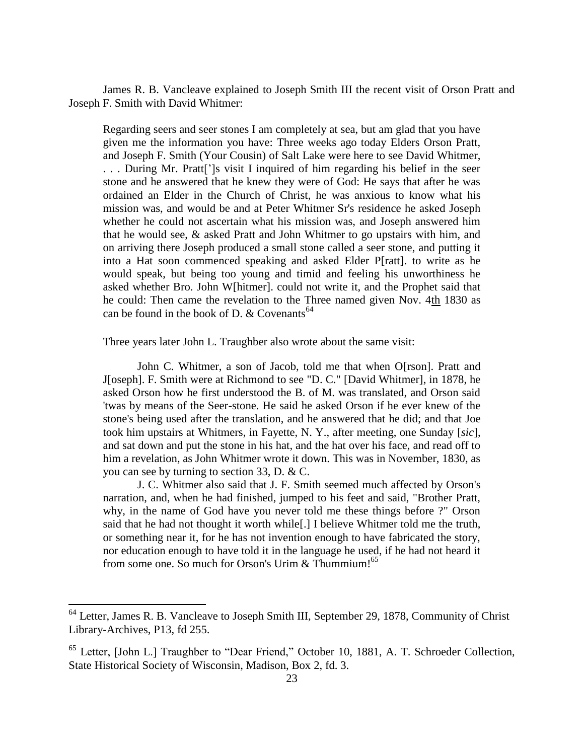James R. B. Vancleave explained to Joseph Smith III the recent visit of Orson Pratt and Joseph F. Smith with David Whitmer:

> Regarding seers and seer stones I am completely at sea, but am glad that you have given me the information you have: Three weeks ago today Elders Orson Pratt, and Joseph F. Smith (Your Cousin) of Salt Lake were here to see David Whitmer, . . . During Mr. Pratt[']s visit I inquired of him regarding his belief in the seer stone and he answered that he knew they were of God: He says that after he was ordained an Elder in the Church of Christ, he was anxious to know what his mission was, and would be and at Peter Whitmer Sr's residence he asked Joseph whether he could not ascertain what his mission was, and Joseph answered him that he would see, & asked Pratt and John Whitmer to go upstairs with him, and on arriving there Joseph produced a small stone called a seer stone, and putting it into a Hat soon commenced speaking and asked Elder P[ratt]. to write as he would speak, but being too young and timid and feeling his unworthiness he asked whether Bro. John W[hitmer]. could not write it, and the Prophet said that he could: Then came the revelation to the Three named given Nov. 4th 1830 as can be found in the book of D. & Covenants[64]

Three years later John L. Traughber also wrote about the same visit:

> John C. Whitmer, a son of Jacob, told me that when O[rson]. Pratt and J[oseph]. F. Smith were at Richmond to see "D. C." [David Whitmer], in 1878, he asked Orson how he first understood the B. of M. was translated, and Orson said 'twas by means of the Seer-stone. He said he asked Orson if he ever knew of the stone's being used after the translation, and he answered that he did; and that Joe took him upstairs at Whitmers, in Fayette, N. Y., after meeting, one Sunday [*sic*], and sat down and put the stone in his hat, and the hat over his face, and read off to him a revelation, as John Whitmer wrote it down. This was in November, 1830, as you can see by turning to section 33, D. & C.
>
> J. C. Whitmer also said that J. F. Smith seemed much affected by Orson's narration, and, when he had finished, jumped to his feet and said, "Brother Pratt, why, in the name of God have you never told me these things before ?" Orson said that he had not thought it worth while[.] I believe Whitmer told me the truth, or something near it, for he has not invention enough to have fabricated the story, nor education enough to have told it in the language he used, if he had not heard it from some one. So much for Orson's Urim & Thummium![65]

---

[64] Letter, James R. B. Vancleave to Joseph Smith III, September 29, 1878, Community of Christ Library-Archives, P13, fd 255.

[65] Letter, [John L.] Traughber to "Dear Friend," October 10, 1881, A. T. Schroeder Collection, State Historical Society of Wisconsin, Madison, Box 2, fd. 3.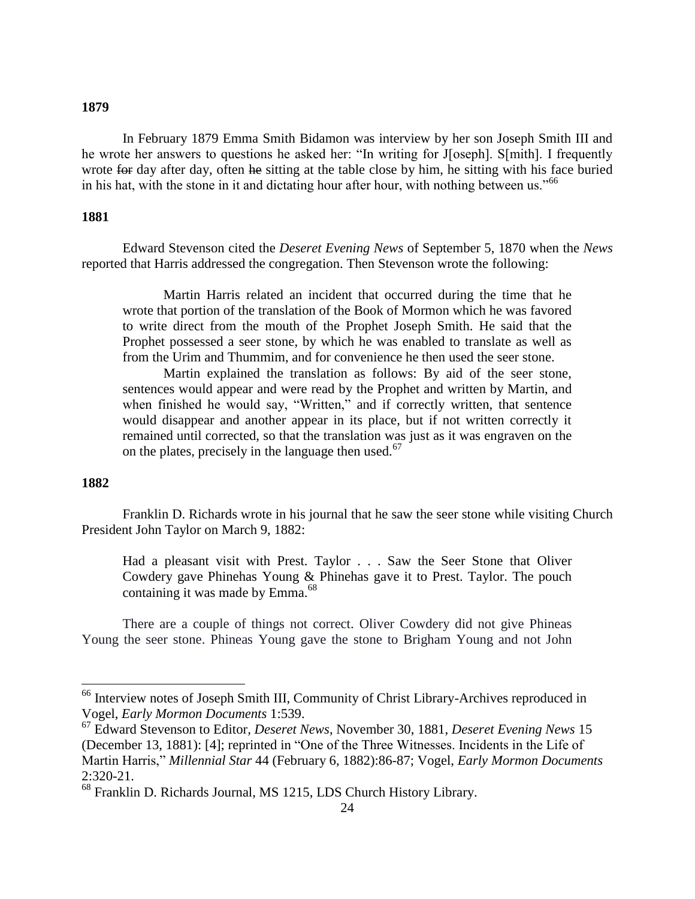**1879**

In February 1879 Emma Smith Bidamon was interview by her son Joseph Smith III and he wrote her answers to questions he asked her: "In writing for J[oseph]. S[mith]. I frequently wrote ~~for~~ day after day, often ~~he~~ sitting at the table close by him, he sitting with his face buried in his hat, with the stone in it and dictating hour after hour, with nothing between us."[66]

**1881**

Edward Stevenson cited the *Deseret Evening News* of September 5, 1870 when the *News* reported that Harris addressed the congregation. Then Stevenson wrote the following:

> Martin Harris related an incident that occurred during the time that he wrote that portion of the translation of the Book of Mormon which he was favored to write direct from the mouth of the Prophet Joseph Smith. He said that the Prophet possessed a seer stone, by which he was enabled to translate as well as from the Urim and Thummim, and for convenience he then used the seer stone.
>
> Martin explained the translation as follows: By aid of the seer stone, sentences would appear and were read by the Prophet and written by Martin, and when finished he would say, "Written," and if correctly written, that sentence would disappear and another appear in its place, but if not written correctly it remained until corrected, so that the translation was just as it was engraven on the on the plates, precisely in the language then used.[67]

**1882**

Franklin D. Richards wrote in his journal that he saw the seer stone while visiting Church President John Taylor on March 9, 1882:

> Had a pleasant visit with Prest. Taylor . . . Saw the Seer Stone that Oliver Cowdery gave Phinehas Young & Phinehas gave it to Prest. Taylor. The pouch containing it was made by Emma.[68]

There are a couple of things not correct. Oliver Cowdery did not give Phineas Young the seer stone. Phineas Young gave the stone to Brigham Young and not John

---

[66] Interview notes of Joseph Smith III, Community of Christ Library-Archives reproduced in Vogel, *Early Mormon Documents* 1:539.

[67] Edward Stevenson to Editor, *Deseret News*, November 30, 1881, *Deseret Evening News* 15 (December 13, 1881): [4]; reprinted in "One of the Three Witnesses. Incidents in the Life of Martin Harris," *Millennial Star* 44 (February 6, 1882):86-87; Vogel, *Early Mormon Documents* 2:320-21.

[68] Franklin D. Richards Journal, MS 1215, LDS Church History Library.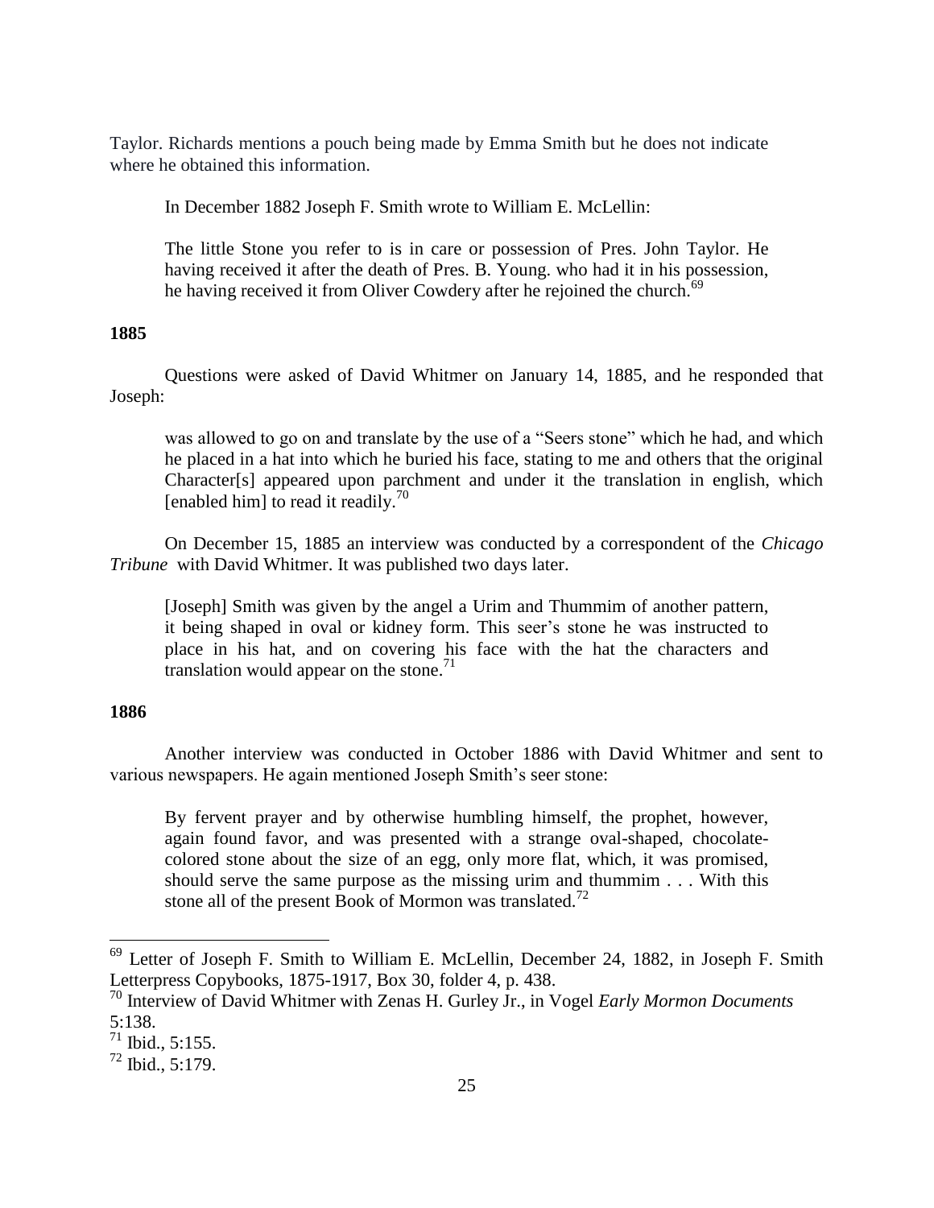Taylor. Richards mentions a pouch being made by Emma Smith but he does not indicate where he obtained this information.

In December 1882 Joseph F. Smith wrote to William E. McLellin:

> The little Stone you refer to is in care or possession of Pres. John Taylor. He having received it after the death of Pres. B. Young. who had it in his possession, he having received it from Oliver Cowdery after he rejoined the church.[69]

**1885**

Questions were asked of David Whitmer on January 14, 1885, and he responded that Joseph:

> was allowed to go on and translate by the use of a "Seers stone" which he had, and which he placed in a hat into which he buried his face, stating to me and others that the original Character[s] appeared upon parchment and under it the translation in english, which [enabled him] to read it readily.[70]

On December 15, 1885 an interview was conducted by a correspondent of the *Chicago Tribune* with David Whitmer. It was published two days later.

> [Joseph] Smith was given by the angel a Urim and Thummim of another pattern, it being shaped in oval or kidney form. This seer's stone he was instructed to place in his hat, and on covering his face with the hat the characters and translation would appear on the stone.[71]

**1886**

Another interview was conducted in October 1886 with David Whitmer and sent to various newspapers. He again mentioned Joseph Smith's seer stone:

> By fervent prayer and by otherwise humbling himself, the prophet, however, again found favor, and was presented with a strange oval-shaped, chocolate-colored stone about the size of an egg, only more flat, which, it was promised, should serve the same purpose as the missing urim and thummim . . . With this stone all of the present Book of Mormon was translated.[72]

---

[69] Letter of Joseph F. Smith to William E. McLellin, December 24, 1882, in Joseph F. Smith Letterpress Copybooks, 1875-1917, Box 30, folder 4, p. 438.

[70] Interview of David Whitmer with Zenas H. Gurley Jr., in Vogel *Early Mormon Documents* 5:138.

[71] Ibid., 5:155.

[72] Ibid., 5:179.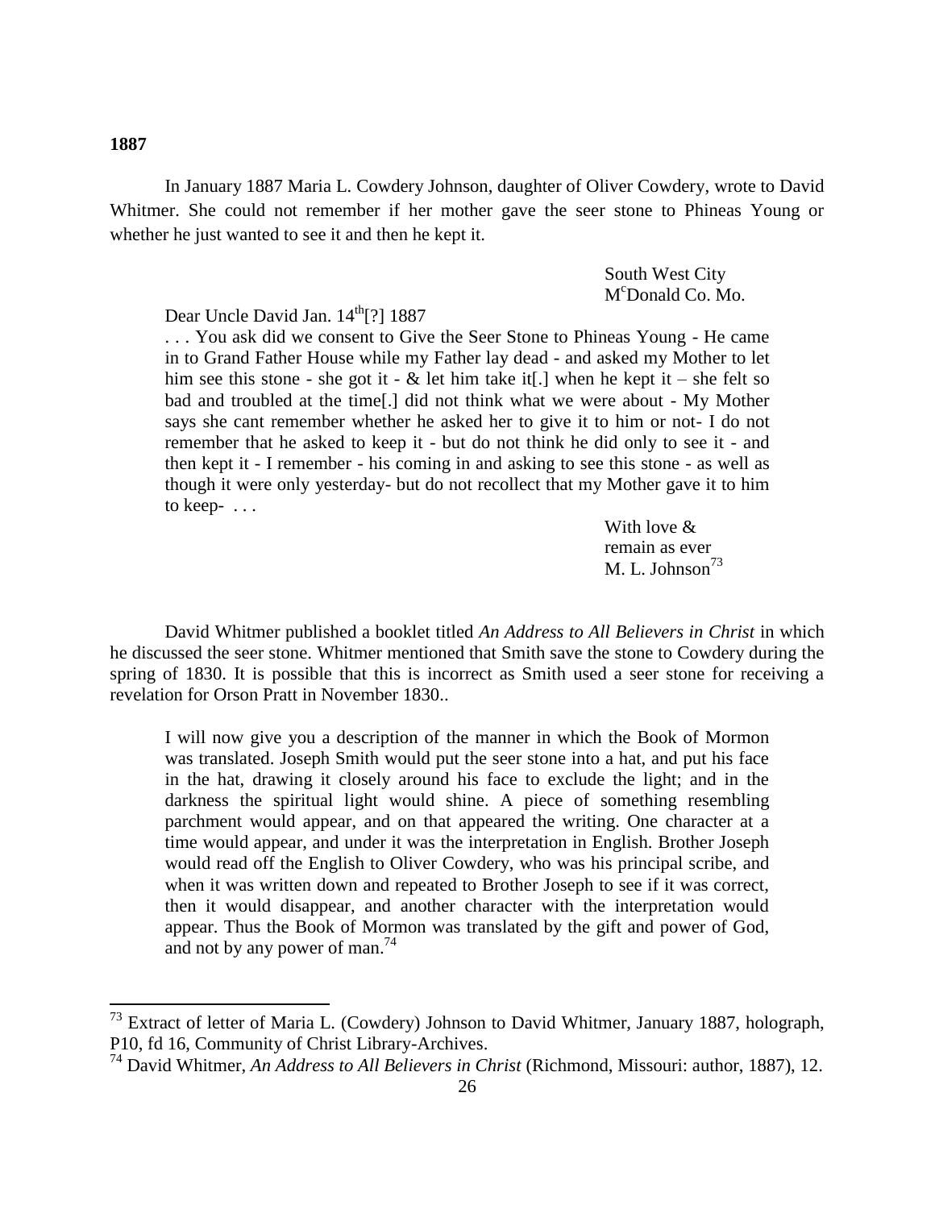**1887**

In January 1887 Maria L. Cowdery Johnson, daughter of Oliver Cowdery, wrote to David Whitmer. She could not remember if her mother gave the seer stone to Phineas Young or whether he just wanted to see it and then he kept it.

> South West City
> McDonald Co. Mo.
>
> Dear Uncle David Jan. 14th[?] 1887
>
> . . . You ask did we consent to Give the Seer Stone to Phineas Young - He came in to Grand Father House while my Father lay dead - and asked my Mother to let him see this stone - she got it - & let him take it[.] when he kept it – she felt so bad and troubled at the time[.] did not think what we were about - My Mother says she cant remember whether he asked her to give it to him or not- I do not remember that he asked to keep it - but do not think he did only to see it - and then kept it - I remember - his coming in and asking to see this stone - as well as though it were only yesterday- but do not recollect that my Mother gave it to him to keep- . . .
>
> With love &
> remain as ever
> M. L. Johnson[73]

David Whitmer published a booklet titled *An Address to All Believers in Christ* in which he discussed the seer stone. Whitmer mentioned that Smith save the stone to Cowdery during the spring of 1830. It is possible that this is incorrect as Smith used a seer stone for receiving a revelation for Orson Pratt in November 1830..

> I will now give you a description of the manner in which the Book of Mormon was translated. Joseph Smith would put the seer stone into a hat, and put his face in the hat, drawing it closely around his face to exclude the light; and in the darkness the spiritual light would shine. A piece of something resembling parchment would appear, and on that appeared the writing. One character at a time would appear, and under it was the interpretation in English. Brother Joseph would read off the English to Oliver Cowdery, who was his principal scribe, and when it was written down and repeated to Brother Joseph to see if it was correct, then it would disappear, and another character with the interpretation would appear. Thus the Book of Mormon was translated by the gift and power of God, and not by any power of man.[74]

---

[73] Extract of letter of Maria L. (Cowdery) Johnson to David Whitmer, January 1887, holograph, P10, fd 16, Community of Christ Library-Archives.

[74] David Whitmer, *An Address to All Believers in Christ* (Richmond, Missouri: author, 1887), 12.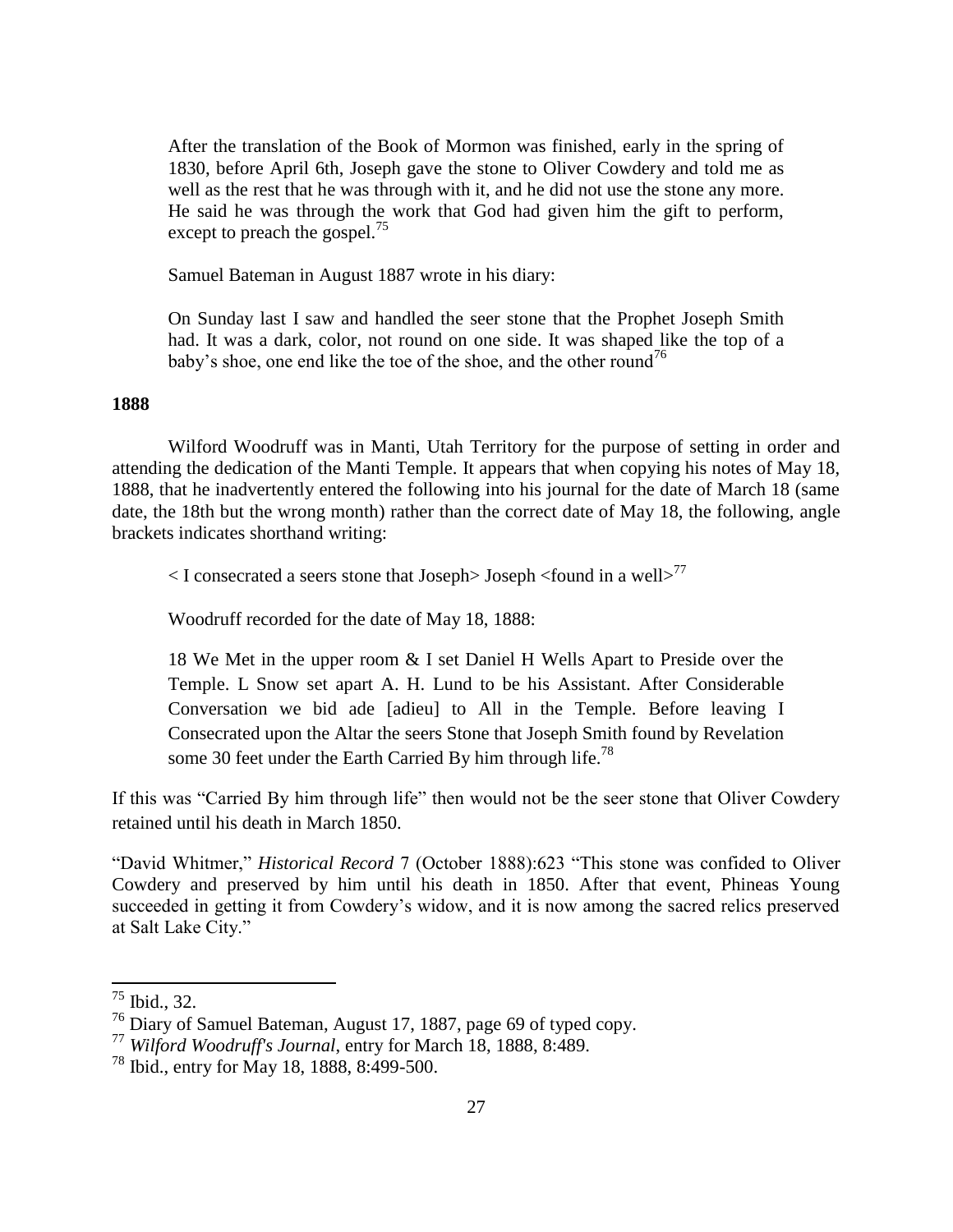> After the translation of the Book of Mormon was finished, early in the spring of 1830, before April 6th, Joseph gave the stone to Oliver Cowdery and told me as well as the rest that he was through with it, and he did not use the stone any more. He said he was through the work that God had given him the gift to perform, except to preach the gospel.[75]

Samuel Bateman in August 1887 wrote in his diary:

> On Sunday last I saw and handled the seer stone that the Prophet Joseph Smith had. It was a dark, color, not round on one side. It was shaped like the top of a baby's shoe, one end like the toe of the shoe, and the other round[76]

**1888**

Wilford Woodruff was in Manti, Utah Territory for the purpose of setting in order and attending the dedication of the Manti Temple. It appears that when copying his notes of May 18, 1888, that he inadvertently entered the following into his journal for the date of March 18 (same date, the 18th but the wrong month) rather than the correct date of May 18, the following, angle brackets indicates shorthand writing:

> < I consecrated a seers stone that Joseph> Joseph <found in a well>[77]

Woodruff recorded for the date of May 18, 1888:

> 18 We Met in the upper room & I set Daniel H Wells Apart to Preside over the Temple. L Snow set apart A. H. Lund to be his Assistant. After Considerable Conversation we bid ade [adieu] to All in the Temple. Before leaving I Consecrated upon the Altar the seers Stone that Joseph Smith found by Revelation some 30 feet under the Earth Carried By him through life.[78]

If this was "Carried By him through life" then would not be the seer stone that Oliver Cowdery retained until his death in March 1850.

"David Whitmer," *Historical Record* 7 (October 1888):623 "This stone was confided to Oliver Cowdery and preserved by him until his death in 1850. After that event, Phineas Young succeeded in getting it from Cowdery's widow, and it is now among the sacred relics preserved at Salt Lake City."

---

[75] Ibid., 32.

[76] Diary of Samuel Bateman, August 17, 1887, page 69 of typed copy.

[77] *Wilford Woodruff's Journal*, entry for March 18, 1888, 8:489.

[78] Ibid., entry for May 18, 1888, 8:499-500.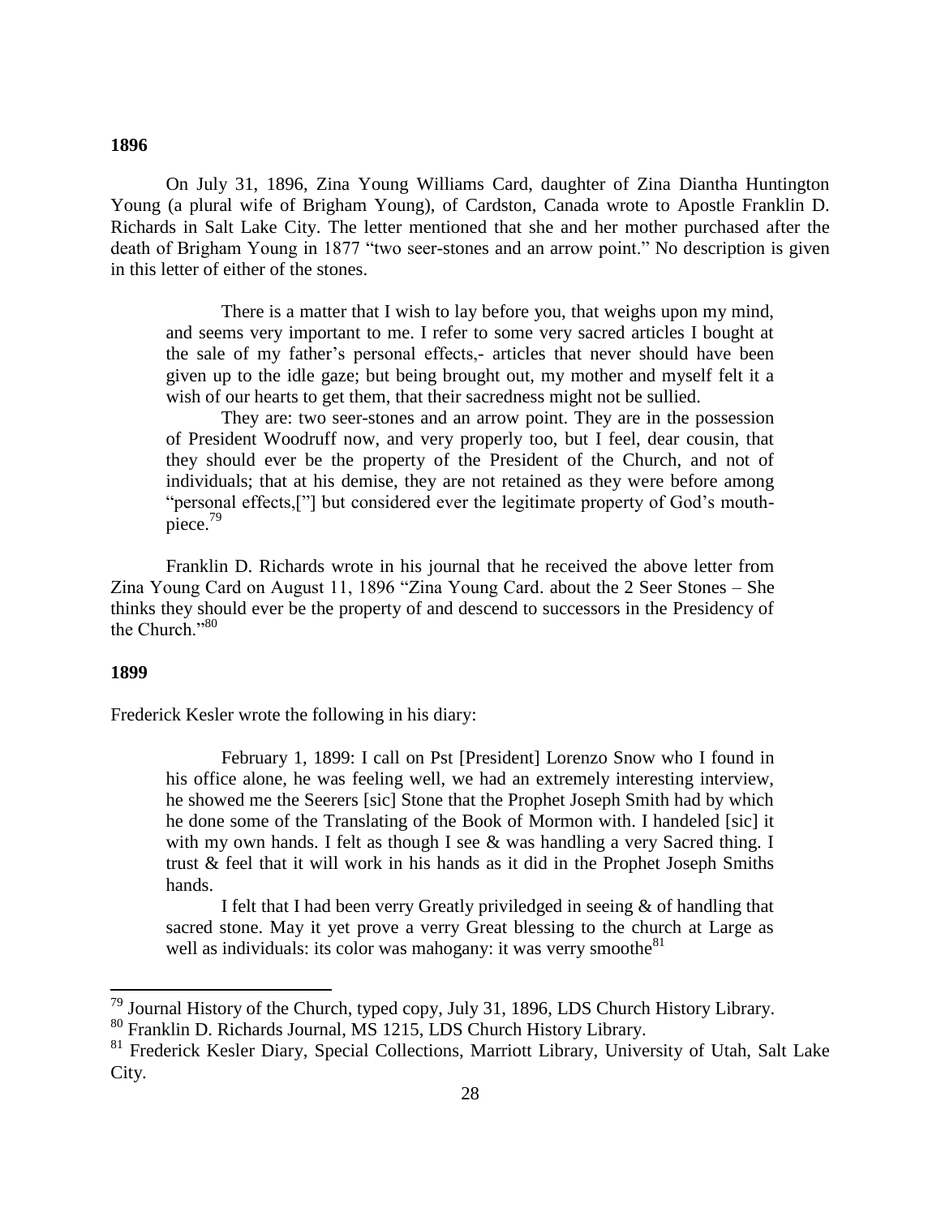**1896**

On July 31, 1896, Zina Young Williams Card, daughter of Zina Diantha Huntington Young (a plural wife of Brigham Young), of Cardston, Canada wrote to Apostle Franklin D. Richards in Salt Lake City. The letter mentioned that she and her mother purchased after the death of Brigham Young in 1877 "two seer-stones and an arrow point." No description is given in this letter of either of the stones.

> There is a matter that I wish to lay before you, that weighs upon my mind, and seems very important to me. I refer to some very sacred articles I bought at the sale of my father's personal effects,- articles that never should have been given up to the idle gaze; but being brought out, my mother and myself felt it a wish of our hearts to get them, that their sacredness might not be sullied.
>
> They are: two seer-stones and an arrow point. They are in the possession of President Woodruff now, and very properly too, but I feel, dear cousin, that they should ever be the property of the President of the Church, and not of individuals; that at his demise, they are not retained as they were before among "personal effects,["] but considered ever the legitimate property of God's mouth-piece.[79]

Franklin D. Richards wrote in his journal that he received the above letter from Zina Young Card on August 11, 1896 "Zina Young Card. about the 2 Seer Stones – She thinks they should ever be the property of and descend to successors in the Presidency of the Church."[80]

**1899**

Frederick Kesler wrote the following in his diary:

> February 1, 1899: I call on Pst [President] Lorenzo Snow who I found in his office alone, he was feeling well, we had an extremely interesting interview, he showed me the Seerers [sic] Stone that the Prophet Joseph Smith had by which he done some of the Translating of the Book of Mormon with. I handeled [sic] it with my own hands. I felt as though I see & was handling a very Sacred thing. I trust & feel that it will work in his hands as it did in the Prophet Joseph Smiths hands.
>
> I felt that I had been verry Greatly priviledged in seeing & of handling that sacred stone. May it yet prove a verry Great blessing to the church at Large as well as individuals: its color was mahogany: it was verry smoothe[81]

---

[79] Journal History of the Church, typed copy, July 31, 1896, LDS Church History Library.

[80] Franklin D. Richards Journal, MS 1215, LDS Church History Library.

[81] Frederick Kesler Diary, Special Collections, Marriott Library, University of Utah, Salt Lake City.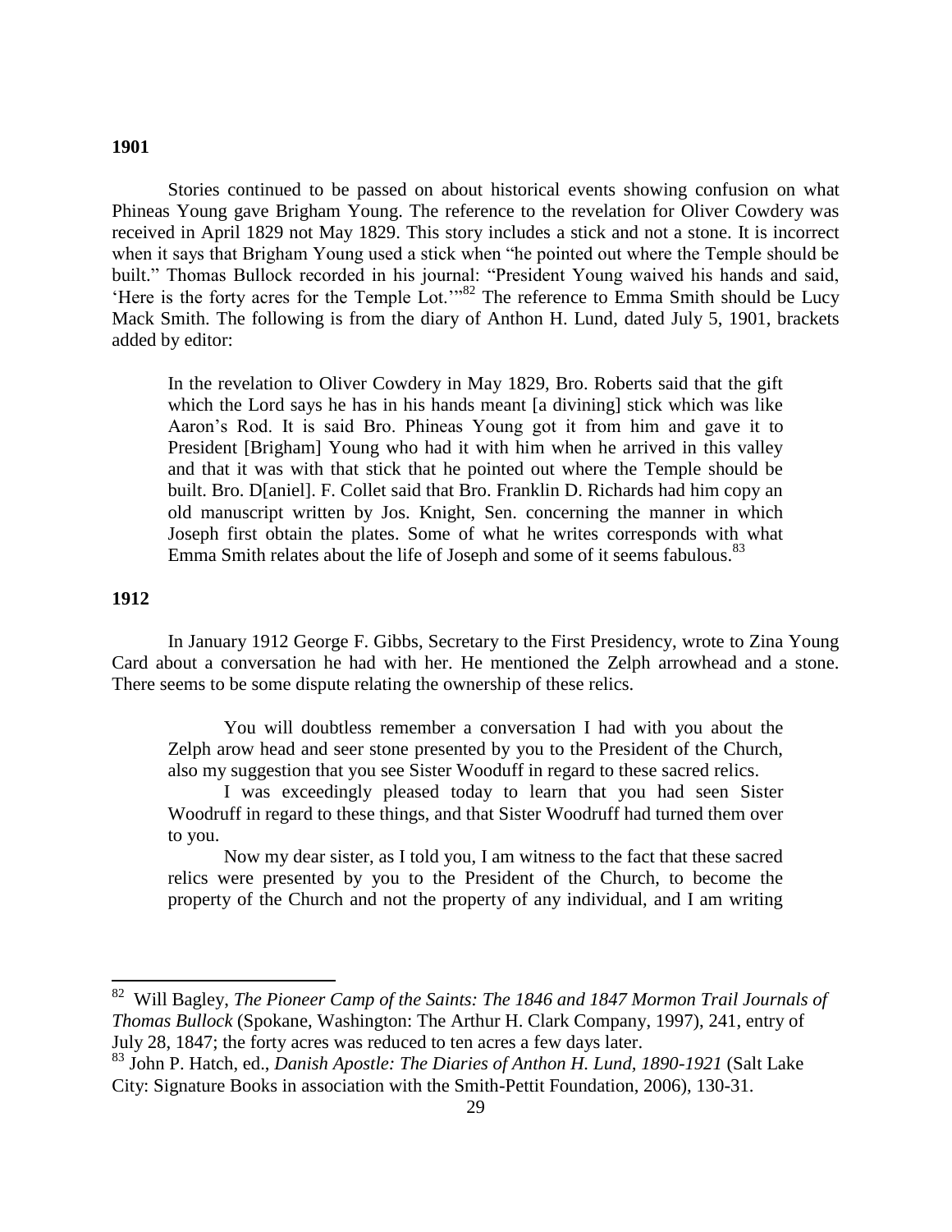**1901**

Stories continued to be passed on about historical events showing confusion on what Phineas Young gave Brigham Young. The reference to the revelation for Oliver Cowdery was received in April 1829 not May 1829. This story includes a stick and not a stone. It is incorrect when it says that Brigham Young used a stick when "he pointed out where the Temple should be built." Thomas Bullock recorded in his journal: "President Young waived his hands and said, 'Here is the forty acres for the Temple Lot.'"[82] The reference to Emma Smith should be Lucy Mack Smith. The following is from the diary of Anthon H. Lund, dated July 5, 1901, brackets added by editor:

> In the revelation to Oliver Cowdery in May 1829, Bro. Roberts said that the gift which the Lord says he has in his hands meant [a divining] stick which was like Aaron's Rod. It is said Bro. Phineas Young got it from him and gave it to President [Brigham] Young who had it with him when he arrived in this valley and that it was with that stick that he pointed out where the Temple should be built. Bro. D[aniel]. F. Collet said that Bro. Franklin D. Richards had him copy an old manuscript written by Jos. Knight, Sen. concerning the manner in which Joseph first obtain the plates. Some of what he writes corresponds with what Emma Smith relates about the life of Joseph and some of it seems fabulous.[83]

**1912**

In January 1912 George F. Gibbs, Secretary to the First Presidency, wrote to Zina Young Card about a conversation he had with her. He mentioned the Zelph arrowhead and a stone. There seems to be some dispute relating the ownership of these relics.

> You will doubtless remember a conversation I had with you about the Zelph arow head and seer stone presented by you to the President of the Church, also my suggestion that you see Sister Wooduff in regard to these sacred relics.
>
> I was exceedingly pleased today to learn that you had seen Sister Woodruff in regard to these things, and that Sister Woodruff had turned them over to you.
>
> Now my dear sister, as I told you, I am witness to the fact that these sacred relics were presented by you to the President of the Church, to become the property of the Church and not the property of any individual, and I am writing

---

[82] Will Bagley, *The Pioneer Camp of the Saints: The 1846 and 1847 Mormon Trail Journals of Thomas Bullock* (Spokane, Washington: The Arthur H. Clark Company, 1997), 241, entry of July 28, 1847; the forty acres was reduced to ten acres a few days later.

[83] John P. Hatch, ed., *Danish Apostle: The Diaries of Anthon H. Lund, 1890-1921* (Salt Lake City: Signature Books in association with the Smith-Pettit Foundation, 2006), 130-31.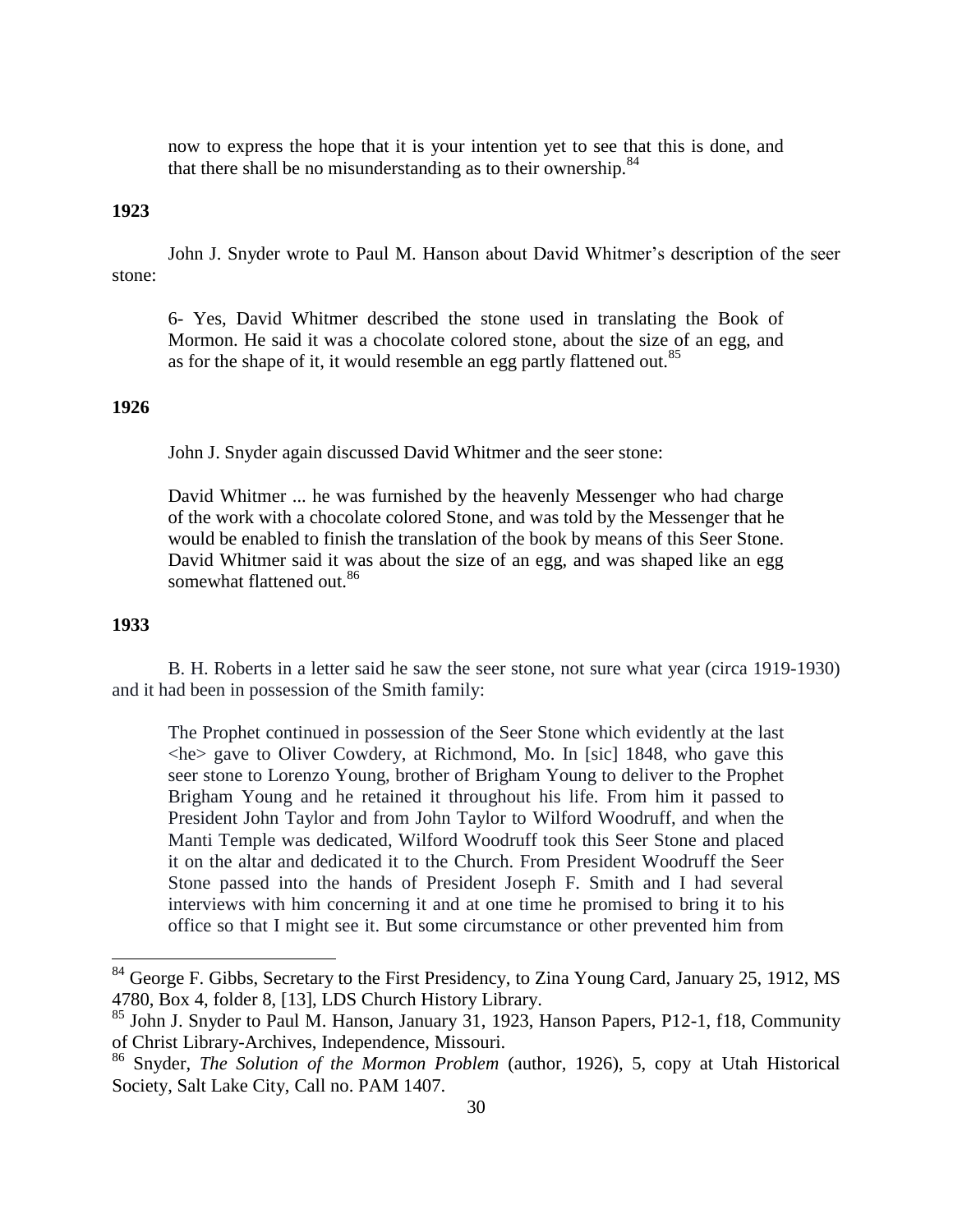now to express the hope that it is your intention yet to see that this is done, and that there shall be no misunderstanding as to their ownership.[84]

**1923**

John J. Snyder wrote to Paul M. Hanson about David Whitmer's description of the seer stone:

> 6- Yes, David Whitmer described the stone used in translating the Book of Mormon. He said it was a chocolate colored stone, about the size of an egg, and as for the shape of it, it would resemble an egg partly flattened out.[85]

**1926**

John J. Snyder again discussed David Whitmer and the seer stone:

> David Whitmer ... he was furnished by the heavenly Messenger who had charge of the work with a chocolate colored Stone, and was told by the Messenger that he would be enabled to finish the translation of the book by means of this Seer Stone. David Whitmer said it was about the size of an egg, and was shaped like an egg somewhat flattened out.[86]

**1933**

B. H. Roberts in a letter said he saw the seer stone, not sure what year (circa 1919-1930) and it had been in possession of the Smith family:

> The Prophet continued in possession of the Seer Stone which evidently at the last <he> gave to Oliver Cowdery, at Richmond, Mo. In [sic] 1848, who gave this seer stone to Lorenzo Young, brother of Brigham Young to deliver to the Prophet Brigham Young and he retained it throughout his life. From him it passed to President John Taylor and from John Taylor to Wilford Woodruff, and when the Manti Temple was dedicated, Wilford Woodruff took this Seer Stone and placed it on the altar and dedicated it to the Church. From President Woodruff the Seer Stone passed into the hands of President Joseph F. Smith and I had several interviews with him concerning it and at one time he promised to bring it to his office so that I might see it. But some circumstance or other prevented him from

---

[84] George F. Gibbs, Secretary to the First Presidency, to Zina Young Card, January 25, 1912, MS 4780, Box 4, folder 8, [13], LDS Church History Library.

[85] John J. Snyder to Paul M. Hanson, January 31, 1923, Hanson Papers, P12-1, f18, Community of Christ Library-Archives, Independence, Missouri.

[86] Snyder, *The Solution of the Mormon Problem* (author, 1926), 5, copy at Utah Historical Society, Salt Lake City, Call no. PAM 1407.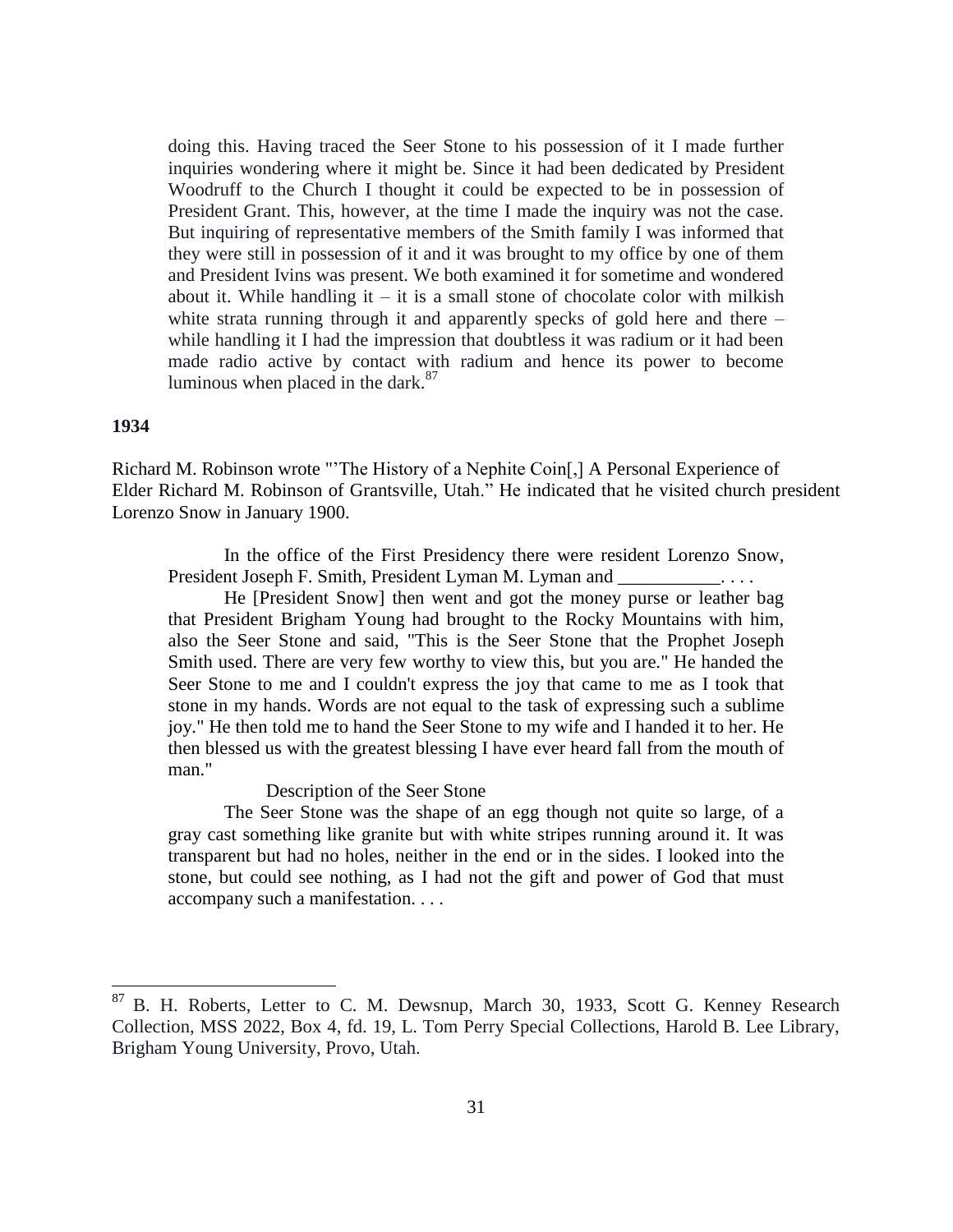> doing this. Having traced the Seer Stone to his possession of it I made further inquiries wondering where it might be. Since it had been dedicated by President Woodruff to the Church I thought it could be expected to be in possession of President Grant. This, however, at the time I made the inquiry was not the case. But inquiring of representative members of the Smith family I was informed that they were still in possession of it and it was brought to my office by one of them and President Ivins was present. We both examined it for sometime and wondered about it. While handling it – it is a small stone of chocolate color with milkish white strata running through it and apparently specks of gold here and there – while handling it I had the impression that doubtless it was radium or it had been made radio active by contact with radium and hence its power to become luminous when placed in the dark.[87]

**1934**

Richard M. Robinson wrote "'The History of a Nephite Coin[,] A Personal Experience of Elder Richard M. Robinson of Grantsville, Utah." He indicated that he visited church president Lorenzo Snow in January 1900.

> In the office of the First Presidency there were resident Lorenzo Snow, President Joseph F. Smith, President Lyman M. Lyman and ___________. . . .
>
> He [President Snow] then went and got the money purse or leather bag that President Brigham Young had brought to the Rocky Mountains with him, also the Seer Stone and said, "This is the Seer Stone that the Prophet Joseph Smith used. There are very few worthy to view this, but you are." He handed the Seer Stone to me and I couldn't express the joy that came to me as I took that stone in my hands. Words are not equal to the task of expressing such a sublime joy." He then told me to hand the Seer Stone to my wife and I handed it to her. He then blessed us with the greatest blessing I have ever heard fall from the mouth of man."
>
> Description of the Seer Stone
>
> The Seer Stone was the shape of an egg though not quite so large, of a gray cast something like granite but with white stripes running around it. It was transparent but had no holes, neither in the end or in the sides. I looked into the stone, but could see nothing, as I had not the gift and power of God that must accompany such a manifestation. . . .

---

[87] B. H. Roberts, Letter to C. M. Dewsnup, March 30, 1933, Scott G. Kenney Research Collection, MSS 2022, Box 4, fd. 19, L. Tom Perry Special Collections, Harold B. Lee Library, Brigham Young University, Provo, Utah.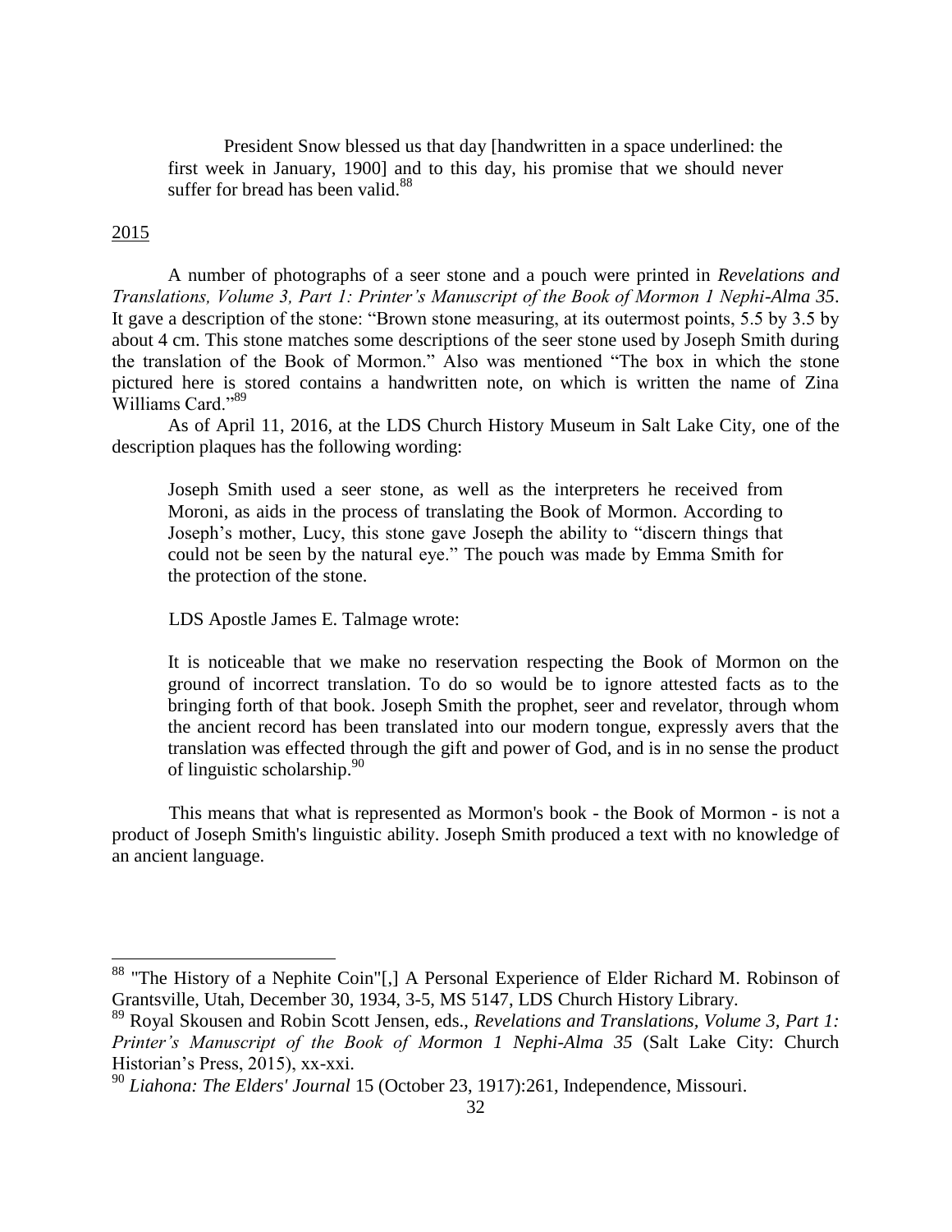> President Snow blessed us that day [handwritten in a space underlined: the first week in January, 1900] and to this day, his promise that we should never suffer for bread has been valid.[88]

<u>2015</u>

A number of photographs of a seer stone and a pouch were printed in *Revelations and Translations, Volume 3, Part 1: Printer's Manuscript of the Book of Mormon 1 Nephi-Alma 35*. It gave a description of the stone: "Brown stone measuring, at its outermost points, 5.5 by 3.5 by about 4 cm. This stone matches some descriptions of the seer stone used by Joseph Smith during the translation of the Book of Mormon." Also was mentioned "The box in which the stone pictured here is stored contains a handwritten note, on which is written the name of Zina Williams Card."[89]

As of April 11, 2016, at the LDS Church History Museum in Salt Lake City, one of the description plaques has the following wording:

> Joseph Smith used a seer stone, as well as the interpreters he received from Moroni, as aids in the process of translating the Book of Mormon. According to Joseph's mother, Lucy, this stone gave Joseph the ability to "discern things that could not be seen by the natural eye." The pouch was made by Emma Smith for the protection of the stone.

LDS Apostle James E. Talmage wrote:

> It is noticeable that we make no reservation respecting the Book of Mormon on the ground of incorrect translation. To do so would be to ignore attested facts as to the bringing forth of that book. Joseph Smith the prophet, seer and revelator, through whom the ancient record has been translated into our modern tongue, expressly avers that the translation was effected through the gift and power of God, and is in no sense the product of linguistic scholarship.[90]

This means that what is represented as Mormon's book - the Book of Mormon - is not a product of Joseph Smith's linguistic ability. Joseph Smith produced a text with no knowledge of an ancient language.

---

[88] "The History of a Nephite Coin"[,] A Personal Experience of Elder Richard M. Robinson of Grantsville, Utah, December 30, 1934, 3-5, MS 5147, LDS Church History Library.

[89] Royal Skousen and Robin Scott Jensen, eds., *Revelations and Translations, Volume 3, Part 1: Printer's Manuscript of the Book of Mormon 1 Nephi-Alma 35* (Salt Lake City: Church Historian's Press, 2015), xx-xxi.

[90] *Liahona: The Elders' Journal* 15 (October 23, 1917):261, Independence, Missouri.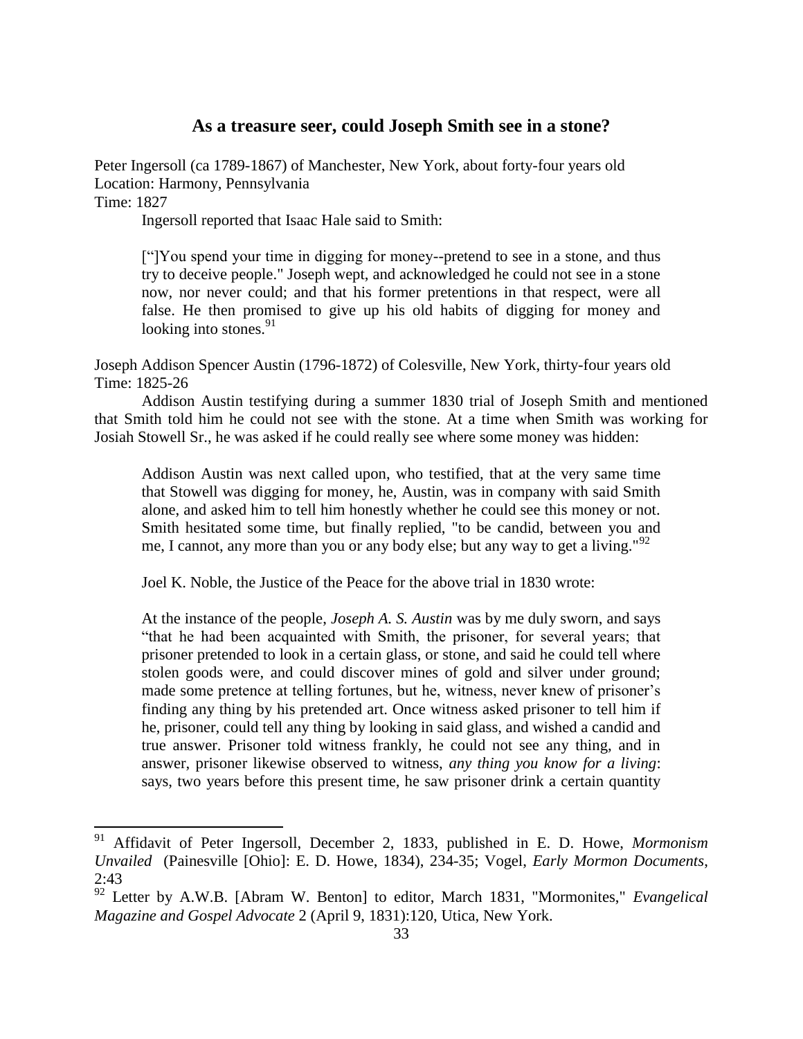## As a treasure seer, could Joseph Smith see in a stone?

Peter Ingersoll (ca 1789-1867) of Manchester, New York, about forty-four years old
Location: Harmony, Pennsylvania
Time: 1827

Ingersoll reported that Isaac Hale said to Smith:

> ["]You spend your time in digging for money--pretend to see in a stone, and thus try to deceive people." Joseph wept, and acknowledged he could not see in a stone now, nor never could; and that his former pretentions in that respect, were all false. He then promised to give up his old habits of digging for money and looking into stones.[91]

Joseph Addison Spencer Austin (1796-1872) of Colesville, New York, thirty-four years old
Time: 1825-26

Addison Austin testifying during a summer 1830 trial of Joseph Smith and mentioned that Smith told him he could not see with the stone. At a time when Smith was working for Josiah Stowell Sr., he was asked if he could really see where some money was hidden:

> Addison Austin was next called upon, who testified, that at the very same time that Stowell was digging for money, he, Austin, was in company with said Smith alone, and asked him to tell him honestly whether he could see this money or not. Smith hesitated some time, but finally replied, "to be candid, between you and me, I cannot, any more than you or any body else; but any way to get a living."[92]

Joel K. Noble, the Justice of the Peace for the above trial in 1830 wrote:

> At the instance of the people, *Joseph A. S. Austin* was by me duly sworn, and says "that he had been acquainted with Smith, the prisoner, for several years; that prisoner pretended to look in a certain glass, or stone, and said he could tell where stolen goods were, and could discover mines of gold and silver under ground; made some pretence at telling fortunes, but he, witness, never knew of prisoner's finding any thing by his pretended art. Once witness asked prisoner to tell him if he, prisoner, could tell any thing by looking in said glass, and wished a candid and true answer. Prisoner told witness frankly, he could not see any thing, and in answer, prisoner likewise observed to witness, *any thing you know for a living*: says, two years before this present time, he saw prisoner drink a certain quantity

---

[91] Affidavit of Peter Ingersoll, December 2, 1833, published in E. D. Howe, *Mormonism Unvailed* (Painesville [Ohio]: E. D. Howe, 1834), 234-35; Vogel, *Early Mormon Documents*, 2:43

[92] Letter by A.W.B. [Abram W. Benton] to editor, March 1831, "Mormonites," *Evangelical Magazine and Gospel Advocate* 2 (April 9, 1831):120, Utica, New York.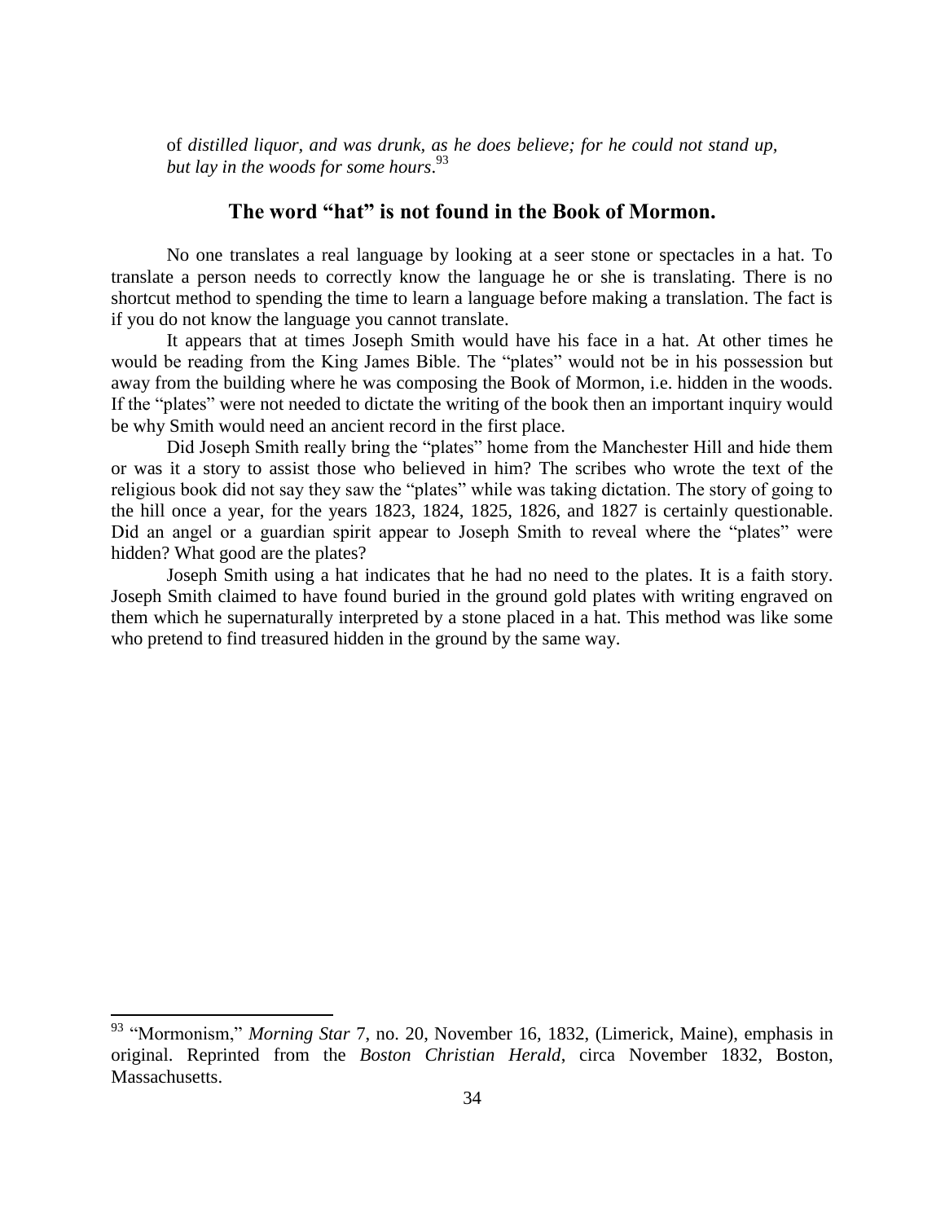of *distilled liquor, and was drunk, as he does believe; for he could not stand up, but lay in the woods for some hours*.[93]

## The word "hat" is not found in the Book of Mormon.

No one translates a real language by looking at a seer stone or spectacles in a hat. To translate a person needs to correctly know the language he or she is translating. There is no shortcut method to spending the time to learn a language before making a translation. The fact is if you do not know the language you cannot translate.

It appears that at times Joseph Smith would have his face in a hat. At other times he would be reading from the King James Bible. The "plates" would not be in his possession but away from the building where he was composing the Book of Mormon, i.e. hidden in the woods. If the "plates" were not needed to dictate the writing of the book then an important inquiry would be why Smith would need an ancient record in the first place.

Did Joseph Smith really bring the "plates" home from the Manchester Hill and hide them or was it a story to assist those who believed in him? The scribes who wrote the text of the religious book did not say they saw the "plates" while was taking dictation. The story of going to the hill once a year, for the years 1823, 1824, 1825, 1826, and 1827 is certainly questionable. Did an angel or a guardian spirit appear to Joseph Smith to reveal where the "plates" were hidden? What good are the plates?

Joseph Smith using a hat indicates that he had no need to the plates. It is a faith story. Joseph Smith claimed to have found buried in the ground gold plates with writing engraved on them which he supernaturally interpreted by a stone placed in a hat. This method was like some who pretend to find treasured hidden in the ground by the same way.

---

[93] "Mormonism," *Morning Star* 7, no. 20, November 16, 1832, (Limerick, Maine), emphasis in original. Reprinted from the *Boston Christian Herald*, circa November 1832, Boston, Massachusetts.